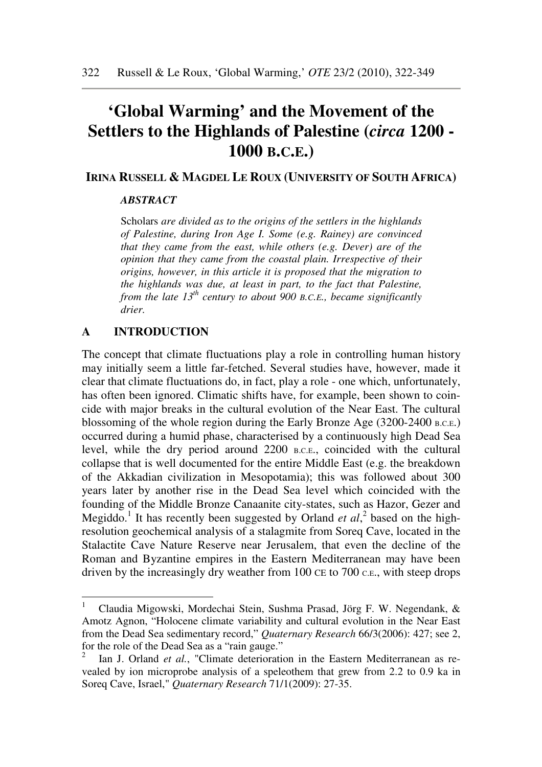# 'Global Warming' and the Movement of the Settlers to the Highlands of Palestine (*circa* 1200 - 1000 B.C.E.)

**IRINA RUSSELL & MAGDEL LE ROUX (UNIVERSITY OF SOUTH AFRICA)**

***ABSTRACT***

Scholars *are divided as to the origins of the settlers in the highlands of Palestine, during Iron Age I. Some (e.g. Rainey) are convinced that they came from the east, while others (e.g. Dever) are of the opinion that they came from the coastal plain. Irrespective of their origins, however, in this article it is proposed that the migration to the highlands was due, at least in part, to the fact that Palestine, from the late 13$^{th}$ century to about 900 B.C.E., became significantly drier.*

## A INTRODUCTION

The concept that climate fluctuations play a role in controlling human history may initially seem a little far-fetched. Several studies have, however, made it clear that climate fluctuations do, in fact, play a role - one which, unfortunately, has often been ignored. Climatic shifts have, for example, been shown to coincide with major breaks in the cultural evolution of the Near East. The cultural blossoming of the whole region during the Early Bronze Age (3200-2400 B.C.E.) occurred during a humid phase, characterised by a continuously high Dead Sea level, while the dry period around 2200 B.C.E., coincided with the cultural collapse that is well documented for the entire Middle East (e.g. the breakdown of the Akkadian civilization in Mesopotamia); this was followed about 300 years later by another rise in the Dead Sea level which coincided with the founding of the Middle Bronze Canaanite city-states, such as Hazor, Gezer and Megiddo.[1] It has recently been suggested by Orland *et al*,[2] based on the high-resolution geochemical analysis of a stalagmite from Soreq Cave, located in the Stalactite Cave Nature Reserve near Jerusalem, that even the decline of the Roman and Byzantine empires in the Eastern Mediterranean may have been driven by the increasingly dry weather from 100 CE to 700 C.E., with steep drops

---

[1] Claudia Migowski, Mordechai Stein, Sushma Prasad, Jörg F. W. Negendank, & Amotz Agnon, "Holocene climate variability and cultural evolution in the Near East from the Dead Sea sedimentary record," *Quaternary Research* 66/3(2006): 427; see 2, for the role of the Dead Sea as a "rain gauge."

[2] Ian J. Orland *et al.*, "Climate deterioration in the Eastern Mediterranean as revealed by ion microprobe analysis of a speleothem that grew from 2.2 to 0.9 ka in Soreq Cave, Israel," *Quaternary Research* 71/1(2009): 27-35.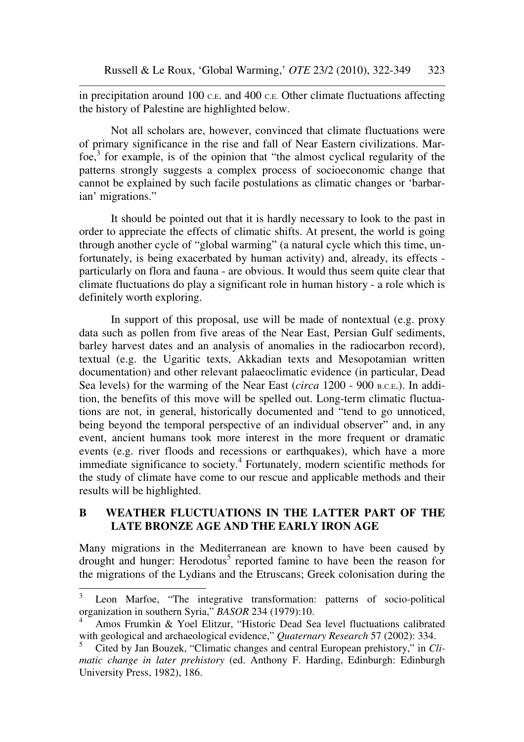in precipitation around 100 C.E. and 400 C.E. Other climate fluctuations affecting the history of Palestine are highlighted below.

Not all scholars are, however, convinced that climate fluctuations were of primary significance in the rise and fall of Near Eastern civilizations. Marfoe,[3] for example, is of the opinion that "the almost cyclical regularity of the patterns strongly suggests a complex process of socioeconomic change that cannot be explained by such facile postulations as climatic changes or 'barbarian' migrations."

It should be pointed out that it is hardly necessary to look to the past in order to appreciate the effects of climatic shifts. At present, the world is going through another cycle of "global warming" (a natural cycle which this time, unfortunately, is being exacerbated by human activity) and, already, its effects - particularly on flora and fauna - are obvious. It would thus seem quite clear that climate fluctuations do play a significant role in human history - a role which is definitely worth exploring.

In support of this proposal, use will be made of nontextual (e.g. proxy data such as pollen from five areas of the Near East, Persian Gulf sediments, barley harvest dates and an analysis of anomalies in the radiocarbon record), textual (e.g. the Ugaritic texts, Akkadian texts and Mesopotamian written documentation) and other relevant palaeoclimatic evidence (in particular, Dead Sea levels) for the warming of the Near East (*circa* 1200 - 900 B.C.E.). In addition, the benefits of this move will be spelled out. Long-term climatic fluctuations are not, in general, historically documented and "tend to go unnoticed, being beyond the temporal perspective of an individual observer" and, in any event, ancient humans took more interest in the more frequent or dramatic events (e.g. river floods and recessions or earthquakes), which have a more immediate significance to society.[4] Fortunately, modern scientific methods for the study of climate have come to our rescue and applicable methods and their results will be highlighted.

## B WEATHER FLUCTUATIONS IN THE LATTER PART OF THE LATE BRONZE AGE AND THE EARLY IRON AGE

Many migrations in the Mediterranean are known to have been caused by drought and hunger: Herodotus[5] reported famine to have been the reason for the migrations of the Lydians and the Etruscans; Greek colonisation during the

---

[3] Leon Marfoe, "The integrative transformation: patterns of socio-political organization in southern Syria," *BASOR* 234 (1979):10.

[4] Amos Frumkin & Yoel Elitzur, "Historic Dead Sea level fluctuations calibrated with geological and archaeological evidence," *Quaternary Research* 57 (2002): 334.

[5] Cited by Jan Bouzek, "Climatic changes and central European prehistory," in *Climatic change in later prehistory* (ed. Anthony F. Harding, Edinburgh: Edinburgh University Press, 1982), 186.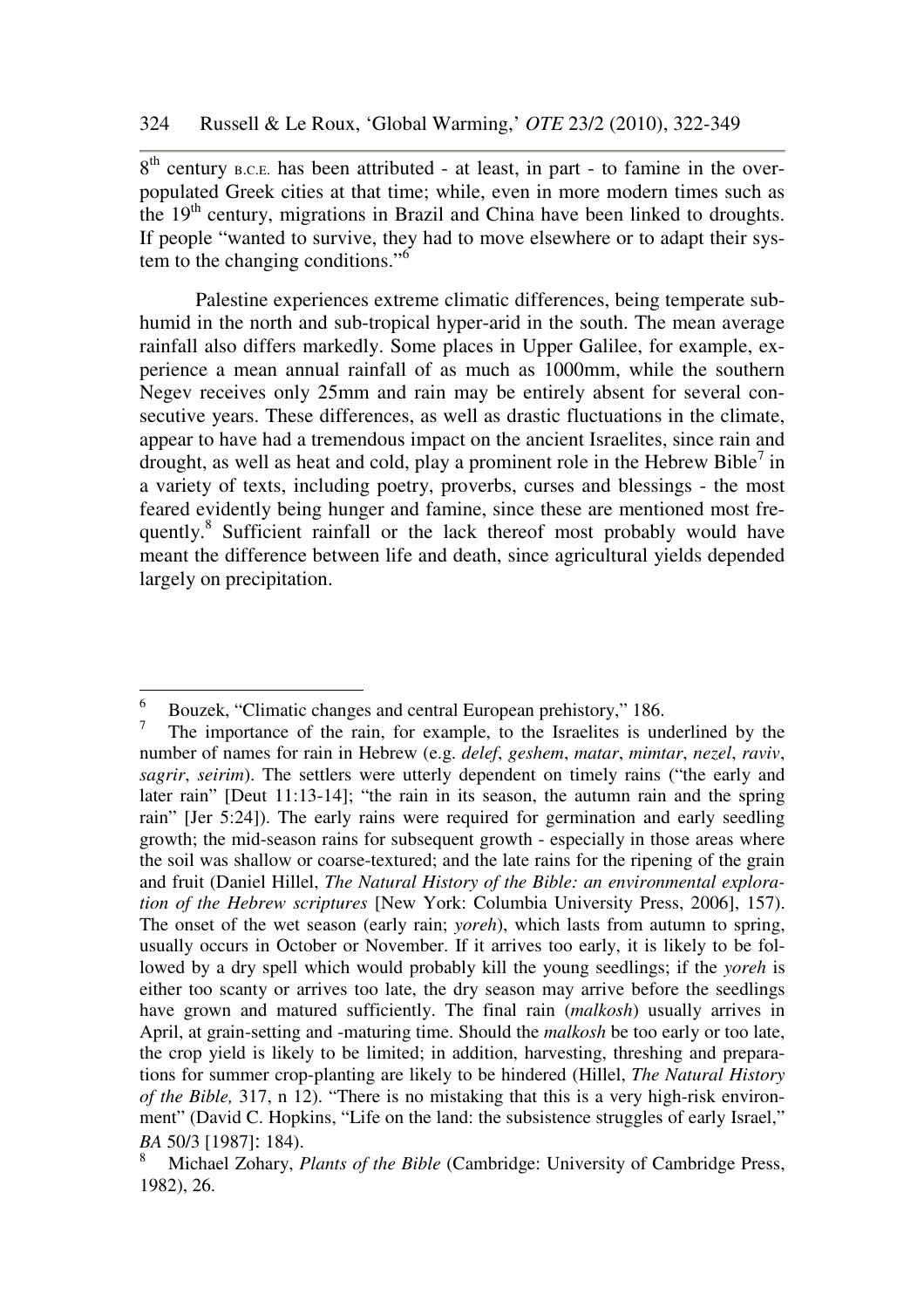8th century B.C.E. has been attributed - at least, in part - to famine in the over-populated Greek cities at that time; while, even in more modern times such as the 19th century, migrations in Brazil and China have been linked to droughts. If people "wanted to survive, they had to move elsewhere or to adapt their system to the changing conditions."[6]

Palestine experiences extreme climatic differences, being temperate sub-humid in the north and sub-tropical hyper-arid in the south. The mean average rainfall also differs markedly. Some places in Upper Galilee, for example, experience a mean annual rainfall of as much as 1000mm, while the southern Negev receives only 25mm and rain may be entirely absent for several consecutive years. These differences, as well as drastic fluctuations in the climate, appear to have had a tremendous impact on the ancient Israelites, since rain and drought, as well as heat and cold, play a prominent role in the Hebrew Bible[7] in a variety of texts, including poetry, proverbs, curses and blessings - the most feared evidently being hunger and famine, since these are mentioned most frequently.[8] Sufficient rainfall or the lack thereof most probably would have meant the difference between life and death, since agricultural yields depended largely on precipitation.

---

[6] Bouzek, "Climatic changes and central European prehistory," 186.

[7] The importance of the rain, for example, to the Israelites is underlined by the number of names for rain in Hebrew (e.g. *delef*, *geshem*, *matar*, *mimtar*, *nezel*, *raviv*, *sagrir*, *seirim*). The settlers were utterly dependent on timely rains ("the early and later rain" [Deut 11:13-14]; "the rain in its season, the autumn rain and the spring rain" [Jer 5:24]). The early rains were required for germination and early seedling growth; the mid-season rains for subsequent growth - especially in those areas where the soil was shallow or coarse-textured; and the late rains for the ripening of the grain and fruit (Daniel Hillel, *The Natural History of the Bible: an environmental exploration of the Hebrew scriptures* [New York: Columbia University Press, 2006], 157). The onset of the wet season (early rain; *yoreh*), which lasts from autumn to spring, usually occurs in October or November. If it arrives too early, it is likely to be followed by a dry spell which would probably kill the young seedlings; if the *yoreh* is either too scanty or arrives too late, the dry season may arrive before the seedlings have grown and matured sufficiently. The final rain (*malkosh*) usually arrives in April, at grain-setting and -maturing time. Should the *malkosh* be too early or too late, the crop yield is likely to be limited; in addition, harvesting, threshing and preparations for summer crop-planting are likely to be hindered (Hillel, *The Natural History of the Bible,* 317, n 12). "There is no mistaking that this is a very high-risk environment" (David C. Hopkins, "Life on the land: the subsistence struggles of early Israel," *BA* 50/3 [1987]: 184).

[8] Michael Zohary, *Plants of the Bible* (Cambridge: University of Cambridge Press, 1982), 26.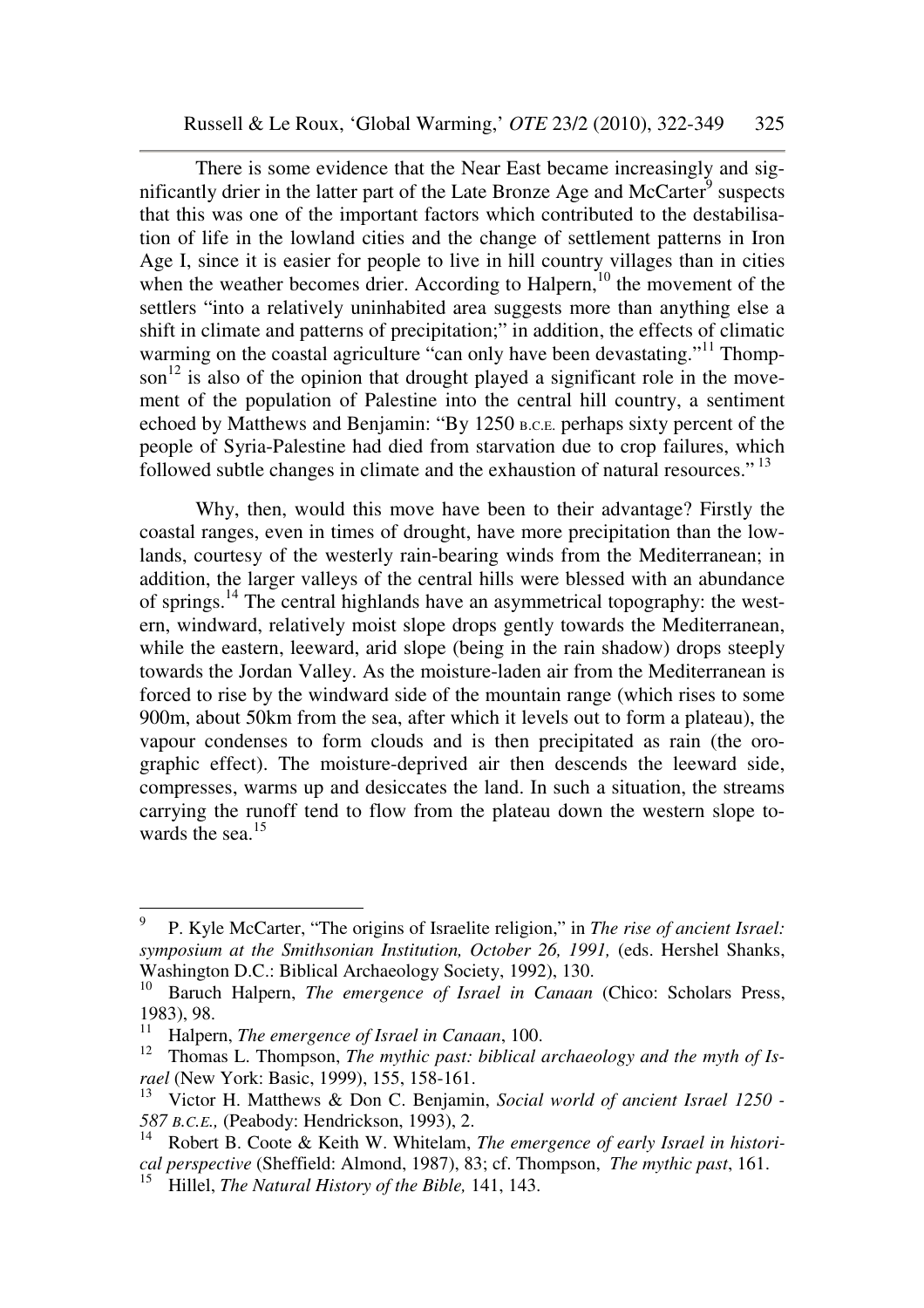There is some evidence that the Near East became increasingly and significantly drier in the latter part of the Late Bronze Age and McCarter[9] suspects that this was one of the important factors which contributed to the destabilisation of life in the lowland cities and the change of settlement patterns in Iron Age I, since it is easier for people to live in hill country villages than in cities when the weather becomes drier. According to Halpern,[10] the movement of the settlers "into a relatively uninhabited area suggests more than anything else a shift in climate and patterns of precipitation;" in addition, the effects of climatic warming on the coastal agriculture "can only have been devastating."[11] Thompson[12] is also of the opinion that drought played a significant role in the movement of the population of Palestine into the central hill country, a sentiment echoed by Matthews and Benjamin: "By 1250 B.C.E. perhaps sixty percent of the people of Syria-Palestine had died from starvation due to crop failures, which followed subtle changes in climate and the exhaustion of natural resources."[13]

Why, then, would this move have been to their advantage? Firstly the coastal ranges, even in times of drought, have more precipitation than the lowlands, courtesy of the westerly rain-bearing winds from the Mediterranean; in addition, the larger valleys of the central hills were blessed with an abundance of springs.[14] The central highlands have an asymmetrical topography: the western, windward, relatively moist slope drops gently towards the Mediterranean, while the eastern, leeward, arid slope (being in the rain shadow) drops steeply towards the Jordan Valley. As the moisture-laden air from the Mediterranean is forced to rise by the windward side of the mountain range (which rises to some 900m, about 50km from the sea, after which it levels out to form a plateau), the vapour condenses to form clouds and is then precipitated as rain (the orographic effect). The moisture-deprived air then descends the leeward side, compresses, warms up and desiccates the land. In such a situation, the streams carrying the runoff tend to flow from the plateau down the western slope towards the sea.[15]

---

[9] P. Kyle McCarter, "The origins of Israelite religion," in *The rise of ancient Israel: symposium at the Smithsonian Institution, October 26, 1991,* (eds. Hershel Shanks, Washington D.C.: Biblical Archaeology Society, 1992), 130.

[10] Baruch Halpern, *The emergence of Israel in Canaan* (Chico: Scholars Press, 1983), 98.

[11] Halpern, *The emergence of Israel in Canaan*, 100.

[12] Thomas L. Thompson, *The mythic past: biblical archaeology and the myth of Israel* (New York: Basic, 1999), 155, 158-161.

[13] Victor H. Matthews & Don C. Benjamin, *Social world of ancient Israel 1250 - 587 B.C.E.,* (Peabody: Hendrickson, 1993), 2.

[14] Robert B. Coote & Keith W. Whitelam, *The emergence of early Israel in historical perspective* (Sheffield: Almond, 1987), 83; cf. Thompson, *The mythic past*, 161.

[15] Hillel, *The Natural History of the Bible,* 141, 143.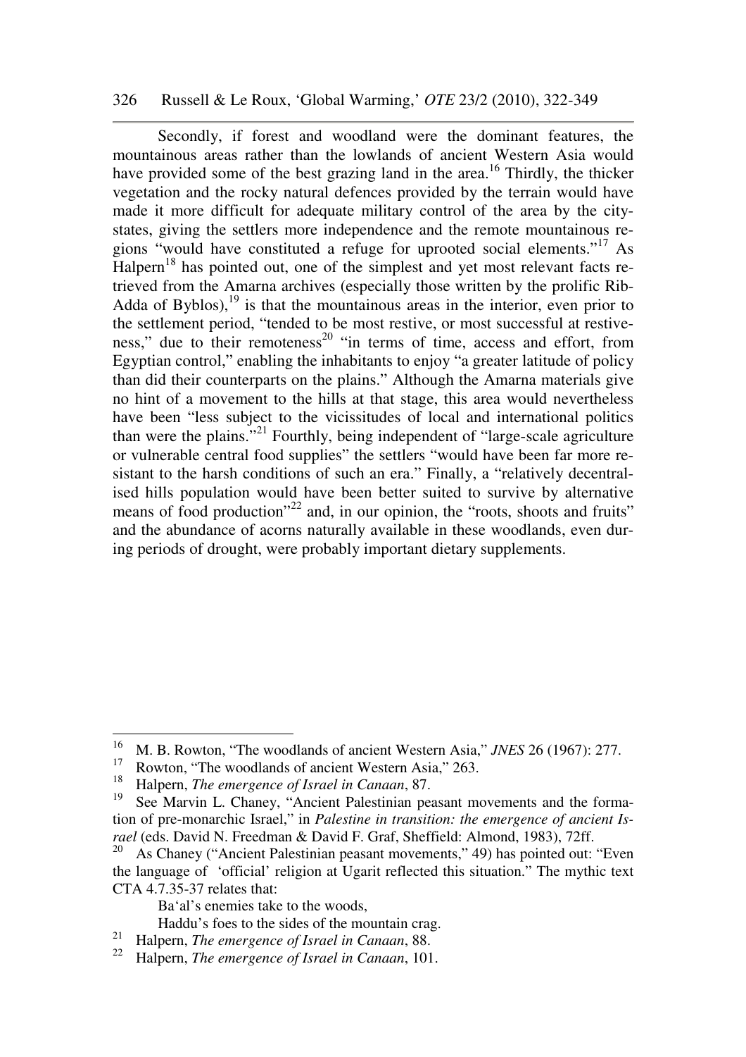Secondly, if forest and woodland were the dominant features, the mountainous areas rather than the lowlands of ancient Western Asia would have provided some of the best grazing land in the area.[16] Thirdly, the thicker vegetation and the rocky natural defences provided by the terrain would have made it more difficult for adequate military control of the area by the city-states, giving the settlers more independence and the remote mountainous regions "would have constituted a refuge for uprooted social elements."[17] As Halpern[18] has pointed out, one of the simplest and yet most relevant facts retrieved from the Amarna archives (especially those written by the prolific Rib-Adda of Byblos),[19] is that the mountainous areas in the interior, even prior to the settlement period, "tended to be most restive, or most successful at restiveness," due to their remoteness[20] "in terms of time, access and effort, from Egyptian control," enabling the inhabitants to enjoy "a greater latitude of policy than did their counterparts on the plains." Although the Amarna materials give no hint of a movement to the hills at that stage, this area would nevertheless have been "less subject to the vicissitudes of local and international politics than were the plains."[21] Fourthly, being independent of "large-scale agriculture or vulnerable central food supplies" the settlers "would have been far more resistant to the harsh conditions of such an era." Finally, a "relatively decentralised hills population would have been better suited to survive by alternative means of food production"[22] and, in our opinion, the "roots, shoots and fruits" and the abundance of acorns naturally available in these woodlands, even during periods of drought, were probably important dietary supplements.

---

[16] M. B. Rowton, "The woodlands of ancient Western Asia," *JNES* 26 (1967): 277.

[17] Rowton, "The woodlands of ancient Western Asia," 263.

[18] Halpern, *The emergence of Israel in Canaan*, 87.

[19] See Marvin L. Chaney, "Ancient Palestinian peasant movements and the formation of pre-monarchic Israel," in *Palestine in transition: the emergence of ancient Israel* (eds. David N. Freedman & David F. Graf, Sheffield: Almond, 1983), 72ff.

[20] As Chaney ("Ancient Palestinian peasant movements," 49) has pointed out: "Even the language of 'official' religion at Ugarit reflected this situation." The mythic text CTA 4.7.35-37 relates that:

> Ba'al's enemies take to the woods,
> Haddu's foes to the sides of the mountain crag.

[21] Halpern, *The emergence of Israel in Canaan*, 88.

[22] Halpern, *The emergence of Israel in Canaan*, 101.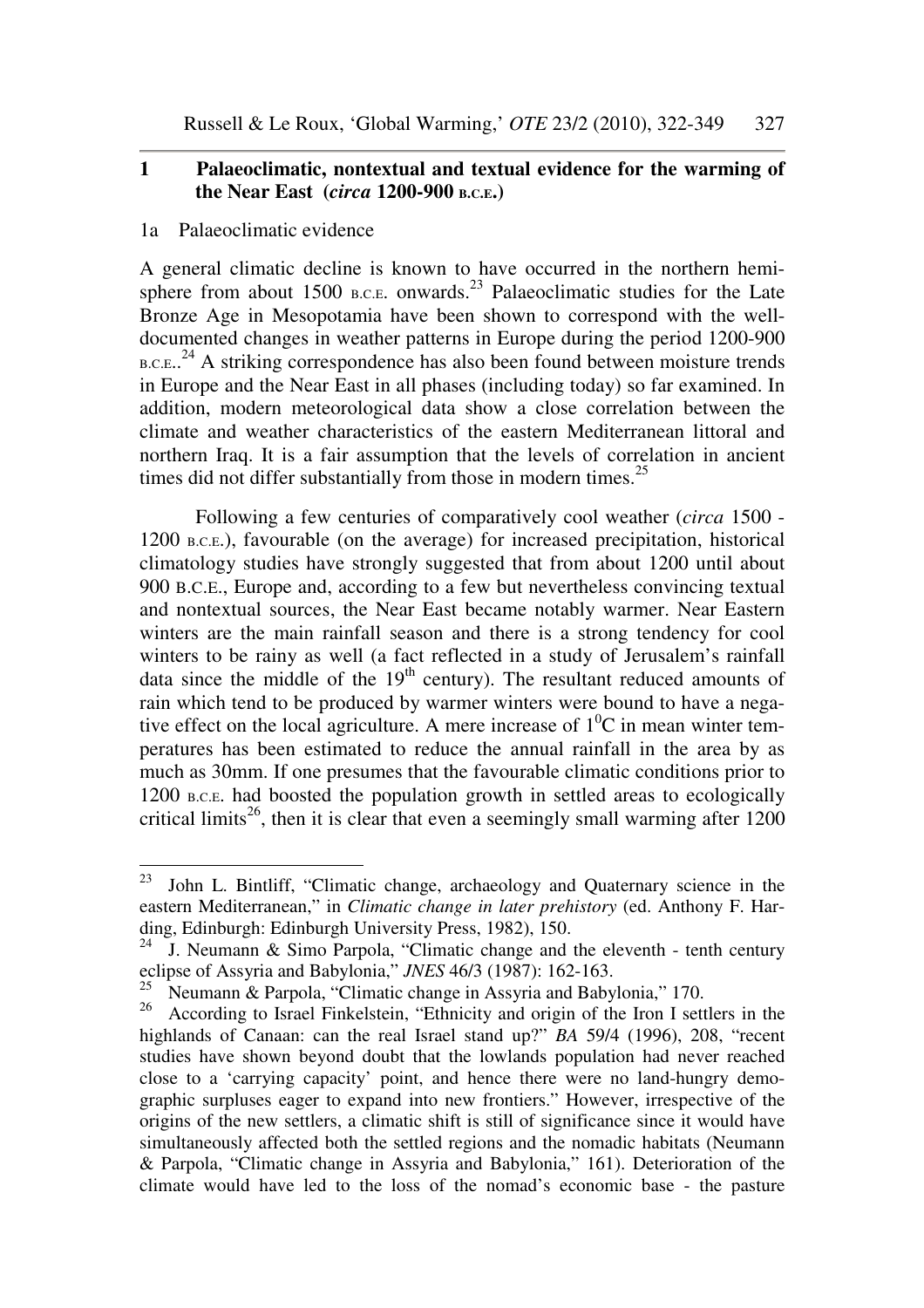## 1 Palaeoclimatic, nontextual and textual evidence for the warming of the Near East (*circa* 1200-900 B.C.E.)

### 1a Palaeoclimatic evidence

A general climatic decline is known to have occurred in the northern hemisphere from about 1500 B.C.E. onwards.[23] Palaeoclimatic studies for the Late Bronze Age in Mesopotamia have been shown to correspond with the well-documented changes in weather patterns in Europe during the period 1200-900 B.C.E..[24] A striking correspondence has also been found between moisture trends in Europe and the Near East in all phases (including today) so far examined. In addition, modern meteorological data show a close correlation between the climate and weather characteristics of the eastern Mediterranean littoral and northern Iraq. It is a fair assumption that the levels of correlation in ancient times did not differ substantially from those in modern times.[25]

Following a few centuries of comparatively cool weather (*circa* 1500 - 1200 B.C.E.), favourable (on the average) for increased precipitation, historical climatology studies have strongly suggested that from about 1200 until about 900 B.C.E., Europe and, according to a few but nevertheless convincing textual and nontextual sources, the Near East became notably warmer. Near Eastern winters are the main rainfall season and there is a strong tendency for cool winters to be rainy as well (a fact reflected in a study of Jerusalem's rainfall data since the middle of the 19th century). The resultant reduced amounts of rain which tend to be produced by warmer winters were bound to have a negative effect on the local agriculture. A mere increase of $1^0$C in mean winter temperatures has been estimated to reduce the annual rainfall in the area by as much as 30mm. If one presumes that the favourable climatic conditions prior to 1200 B.C.E. had boosted the population growth in settled areas to ecologically critical limits[26], then it is clear that even a seemingly small warming after 1200

---

[23] John L. Bintliff, "Climatic change, archaeology and Quaternary science in the eastern Mediterranean," in *Climatic change in later prehistory* (ed. Anthony F. Harding, Edinburgh: Edinburgh University Press, 1982), 150.

[24] J. Neumann & Simo Parpola, "Climatic change and the eleventh - tenth century eclipse of Assyria and Babylonia," *JNES* 46/3 (1987): 162-163.

[25] Neumann & Parpola, "Climatic change in Assyria and Babylonia," 170.

[26] According to Israel Finkelstein, "Ethnicity and origin of the Iron I settlers in the highlands of Canaan: can the real Israel stand up?" *BA* 59/4 (1996), 208, "recent studies have shown beyond doubt that the lowlands population had never reached close to a 'carrying capacity' point, and hence there were no land-hungry demographic surpluses eager to expand into new frontiers." However, irrespective of the origins of the new settlers, a climatic shift is still of significance since it would have simultaneously affected both the settled regions and the nomadic habitats (Neumann & Parpola, "Climatic change in Assyria and Babylonia," 161). Deterioration of the climate would have led to the loss of the nomad's economic base - the pasture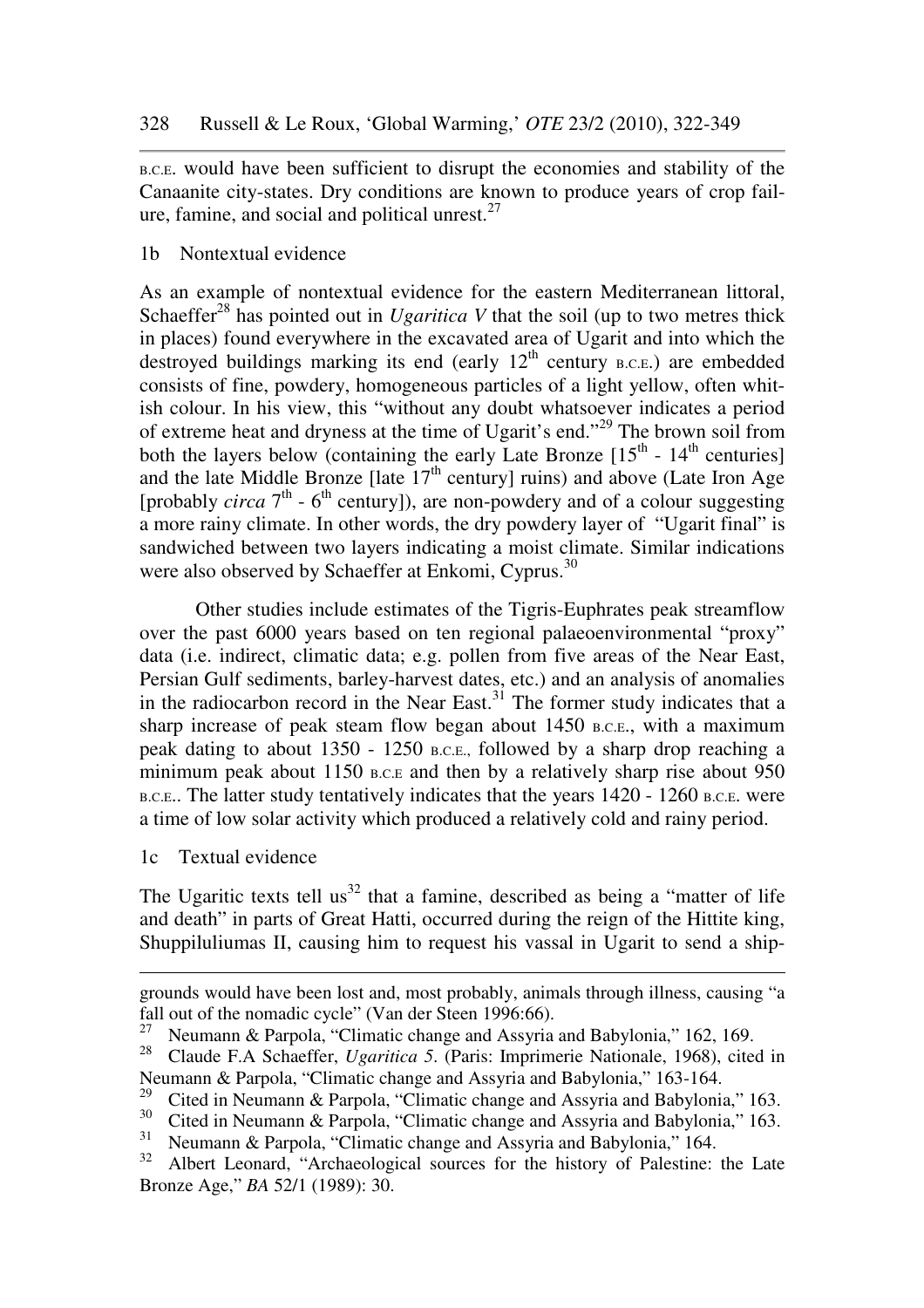B.C.E. would have been sufficient to disrupt the economies and stability of the Canaanite city-states. Dry conditions are known to produce years of crop failure, famine, and social and political unrest.[27]

### 1b Nontextual evidence

As an example of nontextual evidence for the eastern Mediterranean littoral, Schaeffer[28] has pointed out in *Ugaritica V* that the soil (up to two metres thick in places) found everywhere in the excavated area of Ugarit and into which the destroyed buildings marking its end (early 12th century B.C.E.) are embedded consists of fine, powdery, homogeneous particles of a light yellow, often whitish colour. In his view, this "without any doubt whatsoever indicates a period of extreme heat and dryness at the time of Ugarit's end."[29] The brown soil from both the layers below (containing the early Late Bronze [15th - 14th centuries] and the late Middle Bronze [late 17th century] ruins) and above (Late Iron Age [probably *circa* 7th - 6th century]), are non-powdery and of a colour suggesting a more rainy climate. In other words, the dry powdery layer of "Ugarit final" is sandwiched between two layers indicating a moist climate. Similar indications were also observed by Schaeffer at Enkomi, Cyprus.[30]

Other studies include estimates of the Tigris-Euphrates peak streamflow over the past 6000 years based on ten regional palaeoenvironmental "proxy" data (i.e. indirect, climatic data; e.g. pollen from five areas of the Near East, Persian Gulf sediments, barley-harvest dates, etc.) and an analysis of anomalies in the radiocarbon record in the Near East.[31] The former study indicates that a sharp increase of peak steam flow began about 1450 B.C.E., with a maximum peak dating to about 1350 - 1250 B.C.E., followed by a sharp drop reaching a minimum peak about 1150 B.C.E and then by a relatively sharp rise about 950 B.C.E.. The latter study tentatively indicates that the years 1420 - 1260 B.C.E. were a time of low solar activity which produced a relatively cold and rainy period.

### 1c Textual evidence

The Ugaritic texts tell us[32] that a famine, described as being a "matter of life and death" in parts of Great Hatti, occurred during the reign of the Hittite king, Shuppiluliumas II, causing him to request his vassal in Ugarit to send a ship-

---

grounds would have been lost and, most probably, animals through illness, causing "a fall out of the nomadic cycle" (Van der Steen 1996:66).

[27] Neumann & Parpola, "Climatic change and Assyria and Babylonia," 162, 169.

[28] Claude F.A Schaeffer, *Ugaritica 5*. (Paris: Imprimerie Nationale, 1968), cited in Neumann & Parpola, "Climatic change and Assyria and Babylonia," 163-164.

[29] Cited in Neumann & Parpola, "Climatic change and Assyria and Babylonia," 163.

[30] Cited in Neumann & Parpola, "Climatic change and Assyria and Babylonia," 163.

[31] Neumann & Parpola, "Climatic change and Assyria and Babylonia," 164.

[32] Albert Leonard, "Archaeological sources for the history of Palestine: the Late Bronze Age," *BA* 52/1 (1989): 30.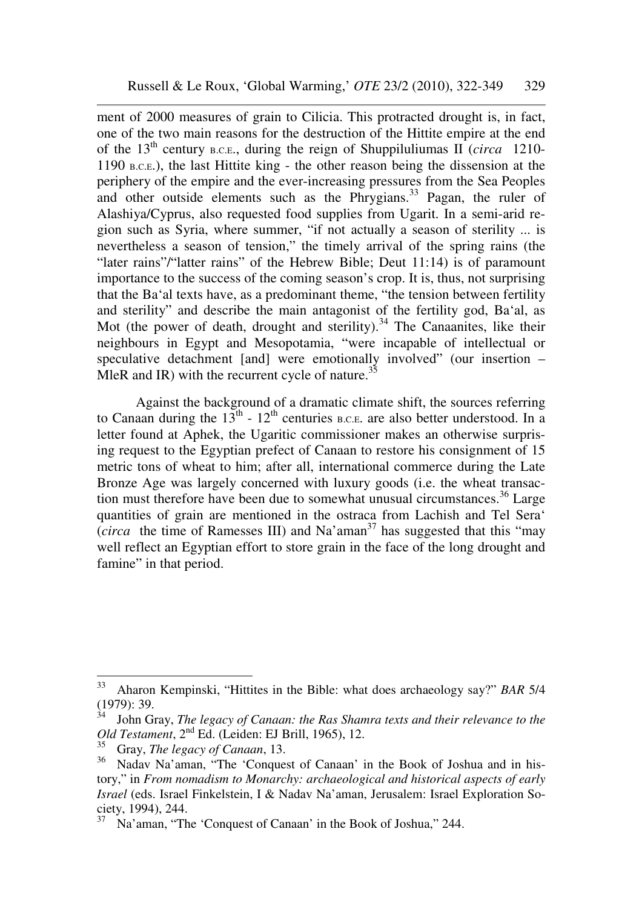ment of 2000 measures of grain to Cilicia. This protracted drought is, in fact, one of the two main reasons for the destruction of the Hittite empire at the end of the 13th century B.C.E., during the reign of Shuppiluliumas II (*circa* 1210-1190 B.C.E.), the last Hittite king - the other reason being the dissension at the periphery of the empire and the ever-increasing pressures from the Sea Peoples and other outside elements such as the Phrygians.[33] Pagan, the ruler of Alashiya/Cyprus, also requested food supplies from Ugarit. In a semi-arid region such as Syria, where summer, "if not actually a season of sterility ... is nevertheless a season of tension," the timely arrival of the spring rains (the "later rains"/"latter rains" of the Hebrew Bible; Deut 11:14) is of paramount importance to the success of the coming season's crop. It is, thus, not surprising that the Ba'al texts have, as a predominant theme, "the tension between fertility and sterility" and describe the main antagonist of the fertility god, Ba'al, as Mot (the power of death, drought and sterility).[34] The Canaanites, like their neighbours in Egypt and Mesopotamia, "were incapable of intellectual or speculative detachment [and] were emotionally involved" (our insertion – MleR and IR) with the recurrent cycle of nature.[35]

Against the background of a dramatic climate shift, the sources referring to Canaan during the 13th - 12th centuries B.C.E. are also better understood. In a letter found at Aphek, the Ugaritic commissioner makes an otherwise surprising request to the Egyptian prefect of Canaan to restore his consignment of 15 metric tons of wheat to him; after all, international commerce during the Late Bronze Age was largely concerned with luxury goods (i.e. the wheat transaction must therefore have been due to somewhat unusual circumstances.[36] Large quantities of grain are mentioned in the ostraca from Lachish and Tel Sera' (*circa* the time of Ramesses III) and Na'aman[37] has suggested that this "may well reflect an Egyptian effort to store grain in the face of the long drought and famine" in that period.

---

[33] Aharon Kempinski, "Hittites in the Bible: what does archaeology say?" *BAR* 5/4 (1979): 39.

[34] John Gray, *The legacy of Canaan: the Ras Shamra texts and their relevance to the Old Testament*, 2nd Ed. (Leiden: EJ Brill, 1965), 12.

[35] Gray, *The legacy of Canaan*, 13.

[36] Nadav Na'aman, "The 'Conquest of Canaan' in the Book of Joshua and in history," in *From nomadism to Monarchy: archaeological and historical aspects of early Israel* (eds. Israel Finkelstein, I & Nadav Na'aman, Jerusalem: Israel Exploration Society, 1994), 244.

[37] Na'aman, "The 'Conquest of Canaan' in the Book of Joshua," 244.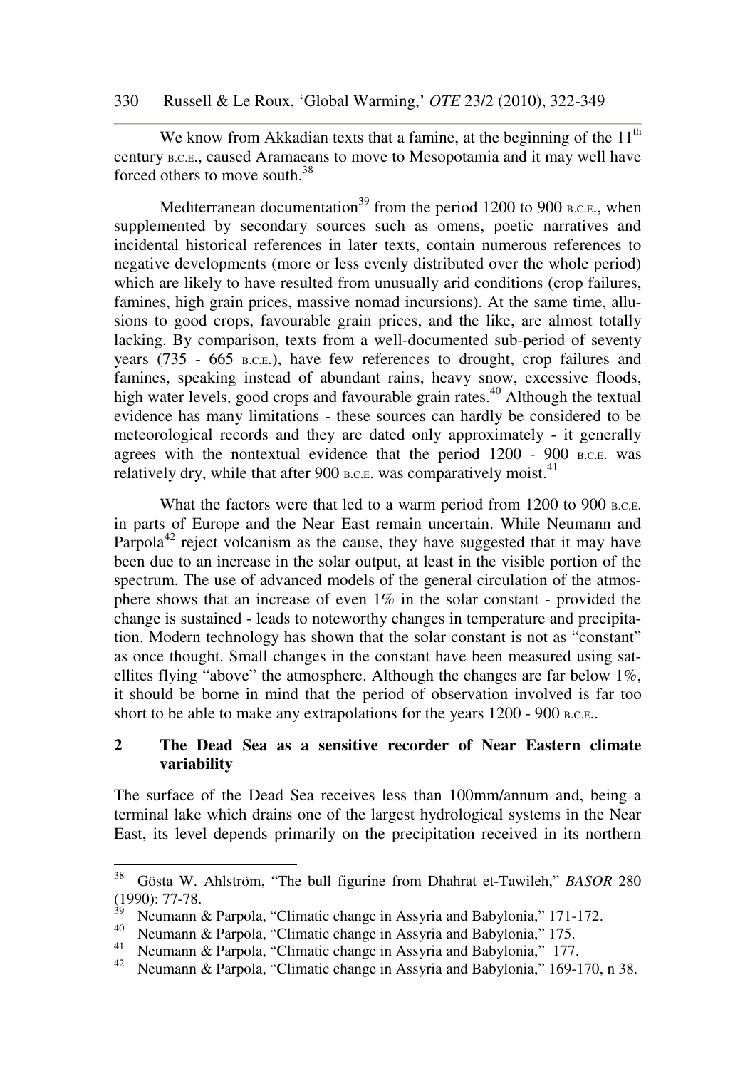We know from Akkadian texts that a famine, at the beginning of the 11th century B.C.E., caused Aramaeans to move to Mesopotamia and it may well have forced others to move south.[38]

Mediterranean documentation[39] from the period 1200 to 900 B.C.E., when supplemented by secondary sources such as omens, poetic narratives and incidental historical references in later texts, contain numerous references to negative developments (more or less evenly distributed over the whole period) which are likely to have resulted from unusually arid conditions (crop failures, famines, high grain prices, massive nomad incursions). At the same time, allusions to good crops, favourable grain prices, and the like, are almost totally lacking. By comparison, texts from a well-documented sub-period of seventy years (735 - 665 B.C.E.), have few references to drought, crop failures and famines, speaking instead of abundant rains, heavy snow, excessive floods, high water levels, good crops and favourable grain rates.[40] Although the textual evidence has many limitations - these sources can hardly be considered to be meteorological records and they are dated only approximately - it generally agrees with the nontextual evidence that the period 1200 - 900 B.C.E. was relatively dry, while that after 900 B.C.E. was comparatively moist.[41]

What the factors were that led to a warm period from 1200 to 900 B.C.E. in parts of Europe and the Near East remain uncertain. While Neumann and Parpola[42] reject volcanism as the cause, they have suggested that it may have been due to an increase in the solar output, at least in the visible portion of the spectrum. The use of advanced models of the general circulation of the atmosphere shows that an increase of even 1% in the solar constant - provided the change is sustained - leads to noteworthy changes in temperature and precipitation. Modern technology has shown that the solar constant is not as "constant" as once thought. Small changes in the constant have been measured using satellites flying "above" the atmosphere. Although the changes are far below 1%, it should be borne in mind that the period of observation involved is far too short to be able to make any extrapolations for the years 1200 - 900 B.C.E..

## 2 The Dead Sea as a sensitive recorder of Near Eastern climate variability

The surface of the Dead Sea receives less than 100mm/annum and, being a terminal lake which drains one of the largest hydrological systems in the Near East, its level depends primarily on the precipitation received in its northern

---

[38] Gösta W. Ahlström, "The bull figurine from Dhahrat et-Tawileh," *BASOR* 280 (1990): 77-78.

[39] Neumann & Parpola, "Climatic change in Assyria and Babylonia," 171-172.

[40] Neumann & Parpola, "Climatic change in Assyria and Babylonia," 175.

[41] Neumann & Parpola, "Climatic change in Assyria and Babylonia," 177.

[42] Neumann & Parpola, "Climatic change in Assyria and Babylonia," 169-170, n 38.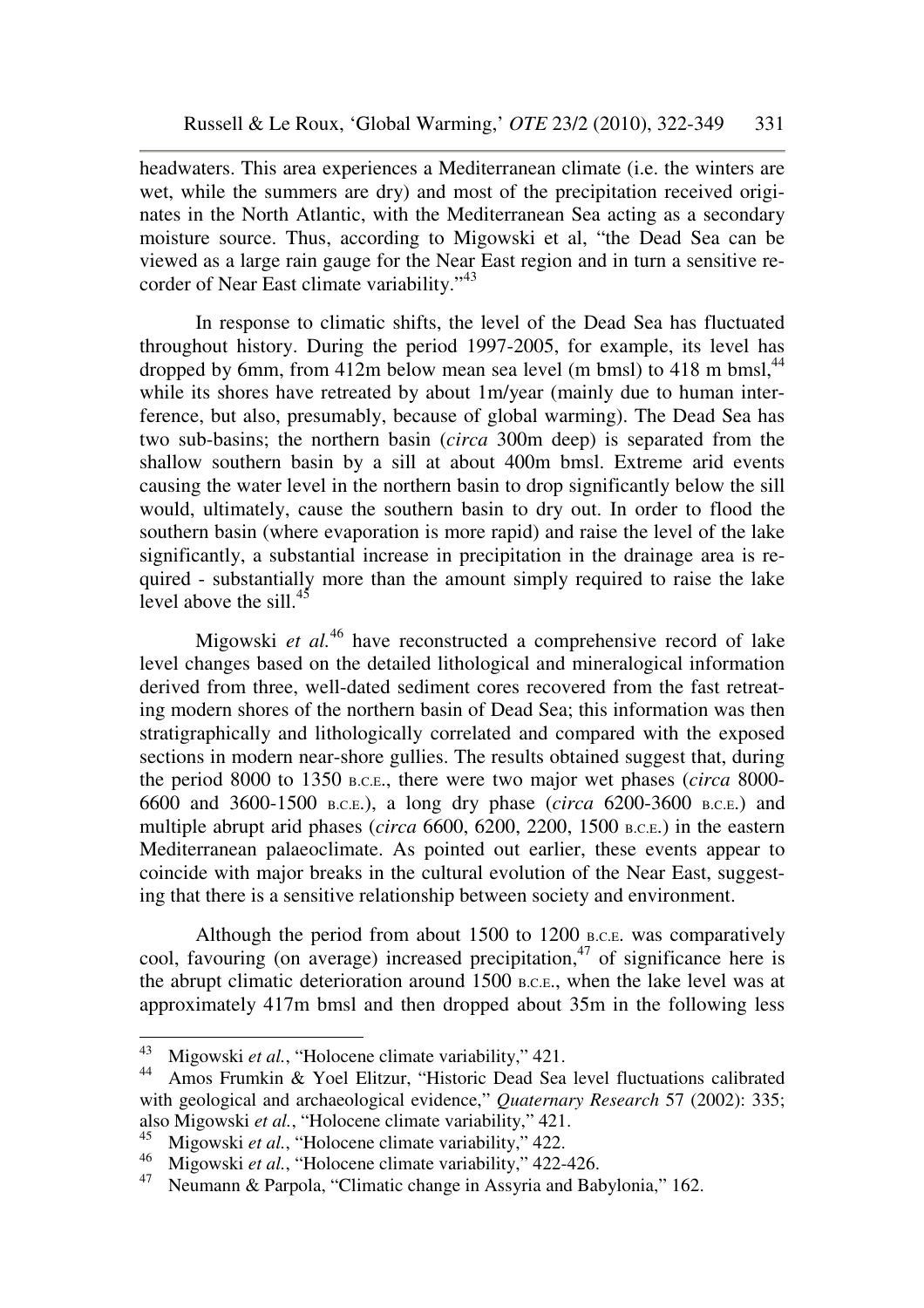headwaters. This area experiences a Mediterranean climate (i.e. the winters are wet, while the summers are dry) and most of the precipitation received originates in the North Atlantic, with the Mediterranean Sea acting as a secondary moisture source. Thus, according to Migowski et al, "the Dead Sea can be viewed as a large rain gauge for the Near East region and in turn a sensitive recorder of Near East climate variability."[43]

In response to climatic shifts, the level of the Dead Sea has fluctuated throughout history. During the period 1997-2005, for example, its level has dropped by 6mm, from 412m below mean sea level (m bmsl) to 418 m bmsl,[44] while its shores have retreated by about 1m/year (mainly due to human interference, but also, presumably, because of global warming). The Dead Sea has two sub-basins; the northern basin (*circa* 300m deep) is separated from the shallow southern basin by a sill at about 400m bmsl. Extreme arid events causing the water level in the northern basin to drop significantly below the sill would, ultimately, cause the southern basin to dry out. In order to flood the southern basin (where evaporation is more rapid) and raise the level of the lake significantly, a substantial increase in precipitation in the drainage area is required - substantially more than the amount simply required to raise the lake level above the sill.[45]

Migowski *et al.*[46] have reconstructed a comprehensive record of lake level changes based on the detailed lithological and mineralogical information derived from three, well-dated sediment cores recovered from the fast retreating modern shores of the northern basin of Dead Sea; this information was then stratigraphically and lithologically correlated and compared with the exposed sections in modern near-shore gullies. The results obtained suggest that, during the period 8000 to 1350 B.C.E., there were two major wet phases (*circa* 8000-6600 and 3600-1500 B.C.E.), a long dry phase (*circa* 6200-3600 B.C.E.) and multiple abrupt arid phases (*circa* 6600, 6200, 2200, 1500 B.C.E.) in the eastern Mediterranean palaeoclimate. As pointed out earlier, these events appear to coincide with major breaks in the cultural evolution of the Near East, suggesting that there is a sensitive relationship between society and environment.

Although the period from about 1500 to 1200 B.C.E. was comparatively cool, favouring (on average) increased precipitation,[47] of significance here is the abrupt climatic deterioration around 1500 B.C.E., when the lake level was at approximately 417m bmsl and then dropped about 35m in the following less

---

[43] Migowski *et al.*, "Holocene climate variability," 421.

[44] Amos Frumkin & Yoel Elitzur, "Historic Dead Sea level fluctuations calibrated with geological and archaeological evidence," *Quaternary Research* 57 (2002): 335; also Migowski *et al.*, "Holocene climate variability," 421.

[45] Migowski *et al.*, "Holocene climate variability," 422.

[46] Migowski *et al.*, "Holocene climate variability," 422-426.

[47] Neumann & Parpola, "Climatic change in Assyria and Babylonia," 162.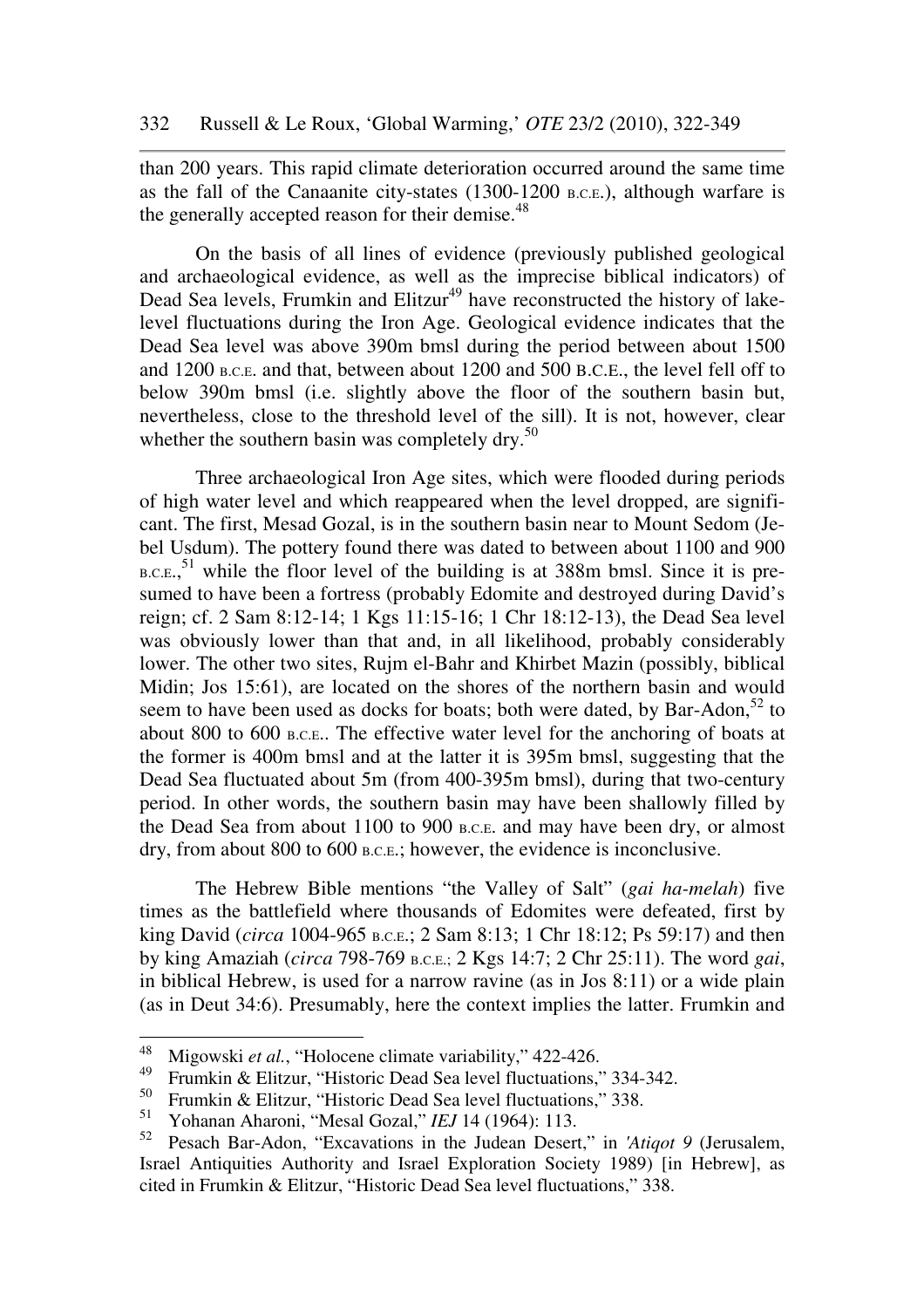than 200 years. This rapid climate deterioration occurred around the same time as the fall of the Canaanite city-states (1300-1200 B.C.E.), although warfare is the generally accepted reason for their demise.[48]

On the basis of all lines of evidence (previously published geological and archaeological evidence, as well as the imprecise biblical indicators) of Dead Sea levels, Frumkin and Elitzur[49] have reconstructed the history of lake-level fluctuations during the Iron Age. Geological evidence indicates that the Dead Sea level was above 390m bmsl during the period between about 1500 and 1200 B.C.E. and that, between about 1200 and 500 B.C.E., the level fell off to below 390m bmsl (i.e. slightly above the floor of the southern basin but, nevertheless, close to the threshold level of the sill). It is not, however, clear whether the southern basin was completely dry.[50]

Three archaeological Iron Age sites, which were flooded during periods of high water level and which reappeared when the level dropped, are significant. The first, Mesad Gozal, is in the southern basin near to Mount Sedom (Jebel Usdum). The pottery found there was dated to between about 1100 and 900 B.C.E.,[51] while the floor level of the building is at 388m bmsl. Since it is presumed to have been a fortress (probably Edomite and destroyed during David's reign; cf. 2 Sam 8:12-14; 1 Kgs 11:15-16; 1 Chr 18:12-13), the Dead Sea level was obviously lower than that and, in all likelihood, probably considerably lower. The other two sites, Rujm el-Bahr and Khirbet Mazin (possibly, biblical Midin; Jos 15:61), are located on the shores of the northern basin and would seem to have been used as docks for boats; both were dated, by Bar-Adon,[52] to about 800 to 600 B.C.E.. The effective water level for the anchoring of boats at the former is 400m bmsl and at the latter it is 395m bmsl, suggesting that the Dead Sea fluctuated about 5m (from 400-395m bmsl), during that two-century period. In other words, the southern basin may have been shallowly filled by the Dead Sea from about 1100 to 900 B.C.E. and may have been dry, or almost dry, from about 800 to 600 B.C.E.; however, the evidence is inconclusive.

The Hebrew Bible mentions "the Valley of Salt" (*gai ha-melah*) five times as the battlefield where thousands of Edomites were defeated, first by king David (*circa* 1004-965 B.C.E.; 2 Sam 8:13; 1 Chr 18:12; Ps 59:17) and then by king Amaziah (*circa* 798-769 B.C.E.; 2 Kgs 14:7; 2 Chr 25:11). The word *gai*, in biblical Hebrew, is used for a narrow ravine (as in Jos 8:11) or a wide plain (as in Deut 34:6). Presumably, here the context implies the latter. Frumkin and

---

[48] Migowski *et al.*, "Holocene climate variability," 422-426.

[49] Frumkin & Elitzur, "Historic Dead Sea level fluctuations," 334-342.

[50] Frumkin & Elitzur, "Historic Dead Sea level fluctuations," 338.

[51] Yohanan Aharoni, "Mesal Gozal," *IEJ* 14 (1964): 113.

[52] Pesach Bar-Adon, "Excavations in the Judean Desert," in *'Atiqot 9* (Jerusalem, Israel Antiquities Authority and Israel Exploration Society 1989) [in Hebrew], as cited in Frumkin & Elitzur, "Historic Dead Sea level fluctuations," 338.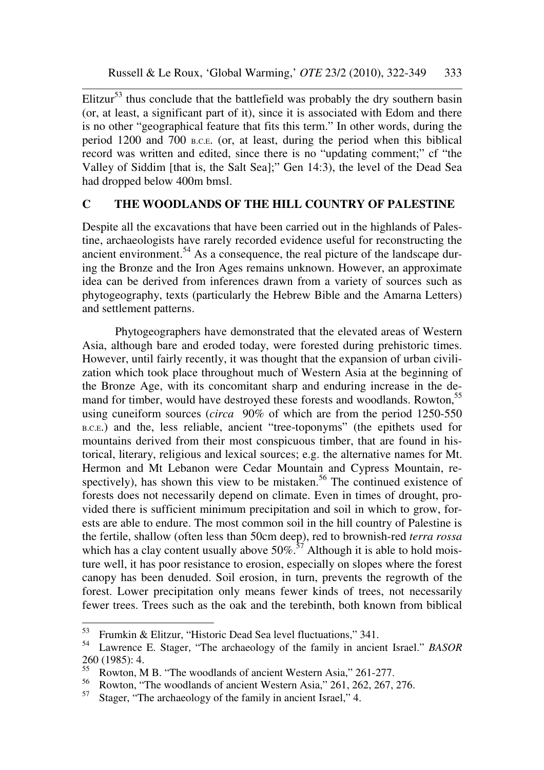Elitzur[53] thus conclude that the battlefield was probably the dry southern basin (or, at least, a significant part of it), since it is associated with Edom and there is no other "geographical feature that fits this term." In other words, during the period 1200 and 700 B.C.E. (or, at least, during the period when this biblical record was written and edited, since there is no "updating comment;" cf "the Valley of Siddim [that is, the Salt Sea];" Gen 14:3), the level of the Dead Sea had dropped below 400m bmsl.

## C THE WOODLANDS OF THE HILL COUNTRY OF PALESTINE

Despite all the excavations that have been carried out in the highlands of Palestine, archaeologists have rarely recorded evidence useful for reconstructing the ancient environment.[54] As a consequence, the real picture of the landscape during the Bronze and the Iron Ages remains unknown. However, an approximate idea can be derived from inferences drawn from a variety of sources such as phytogeography, texts (particularly the Hebrew Bible and the Amarna Letters) and settlement patterns.

Phytogeographers have demonstrated that the elevated areas of Western Asia, although bare and eroded today, were forested during prehistoric times. However, until fairly recently, it was thought that the expansion of urban civilization which took place throughout much of Western Asia at the beginning of the Bronze Age, with its concomitant sharp and enduring increase in the demand for timber, would have destroyed these forests and woodlands. Rowton,[55] using cuneiform sources (*circa* 90% of which are from the period 1250-550 B.C.E.) and the, less reliable, ancient "tree-toponyms" (the epithets used for mountains derived from their most conspicuous timber, that are found in historical, literary, religious and lexical sources; e.g. the alternative names for Mt. Hermon and Mt Lebanon were Cedar Mountain and Cypress Mountain, respectively), has shown this view to be mistaken.[56] The continued existence of forests does not necessarily depend on climate. Even in times of drought, provided there is sufficient minimum precipitation and soil in which to grow, forests are able to endure. The most common soil in the hill country of Palestine is the fertile, shallow (often less than 50cm deep), red to brownish-red *terra rossa* which has a clay content usually above 50%.[57] Although it is able to hold moisture well, it has poor resistance to erosion, especially on slopes where the forest canopy has been denuded. Soil erosion, in turn, prevents the regrowth of the forest. Lower precipitation only means fewer kinds of trees, not necessarily fewer trees. Trees such as the oak and the terebinth, both known from biblical

---

[53] Frumkin & Elitzur, "Historic Dead Sea level fluctuations," 341.

[54] Lawrence E. Stager, "The archaeology of the family in ancient Israel." *BASOR* 260 (1985): 4.

[55] Rowton, M B. "The woodlands of ancient Western Asia," 261-277.

[56] Rowton, "The woodlands of ancient Western Asia," 261, 262, 267, 276.

[57] Stager, "The archaeology of the family in ancient Israel," 4.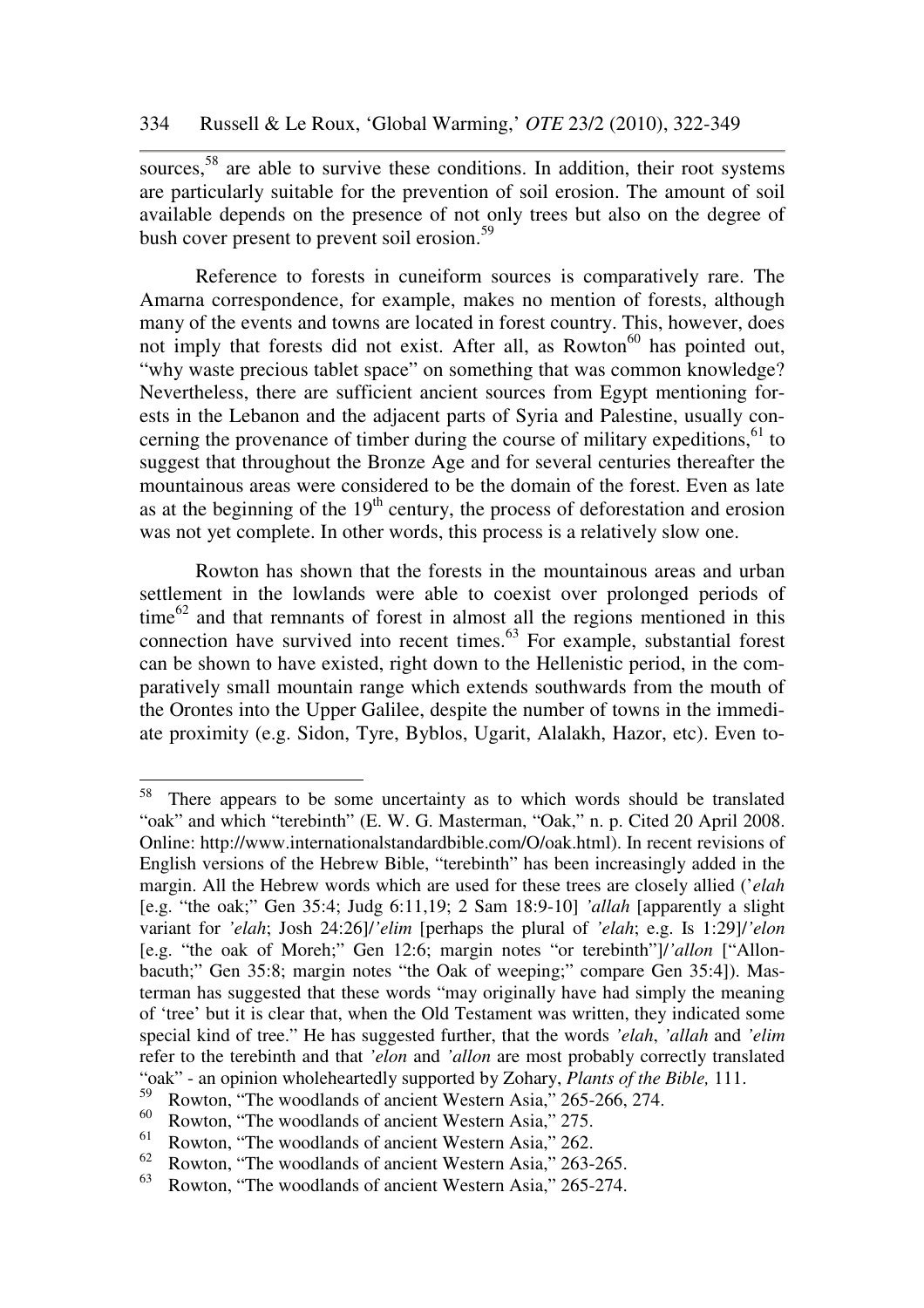sources,[58] are able to survive these conditions. In addition, their root systems are particularly suitable for the prevention of soil erosion. The amount of soil available depends on the presence of not only trees but also on the degree of bush cover present to prevent soil erosion.[59]

Reference to forests in cuneiform sources is comparatively rare. The Amarna correspondence, for example, makes no mention of forests, although many of the events and towns are located in forest country. This, however, does not imply that forests did not exist. After all, as Rowton[60] has pointed out, "why waste precious tablet space" on something that was common knowledge? Nevertheless, there are sufficient ancient sources from Egypt mentioning forests in the Lebanon and the adjacent parts of Syria and Palestine, usually concerning the provenance of timber during the course of military expeditions,[61] to suggest that throughout the Bronze Age and for several centuries thereafter the mountainous areas were considered to be the domain of the forest. Even as late as at the beginning of the 19th century, the process of deforestation and erosion was not yet complete. In other words, this process is a relatively slow one.

Rowton has shown that the forests in the mountainous areas and urban settlement in the lowlands were able to coexist over prolonged periods of time[62] and that remnants of forest in almost all the regions mentioned in this connection have survived into recent times.[63] For example, substantial forest can be shown to have existed, right down to the Hellenistic period, in the comparatively small mountain range which extends southwards from the mouth of the Orontes into the Upper Galilee, despite the number of towns in the immediate proximity (e.g. Sidon, Tyre, Byblos, Ugarit, Alalakh, Hazor, etc). Even to-

---

[58] There appears to be some uncertainty as to which words should be translated "oak" and which "terebinth" (E. W. G. Masterman, "Oak," n. p. Cited 20 April 2008. Online: http://www.internationalstandardbible.com/O/oak.html). In recent revisions of English versions of the Hebrew Bible, "terebinth" has been increasingly added in the margin. All the Hebrew words which are used for these trees are closely allied (*'elah* [e.g. "the oak;" Gen 35:4; Judg 6:11,19; 2 Sam 18:9-10] *'allah* [apparently a slight variant for *'elah*; Josh 24:26]/*'elim* [perhaps the plural of *'elah*; e.g. Is 1:29]/*'elon* [e.g. "the oak of Moreh;" Gen 12:6; margin notes "or terebinth"]/*'allon* ["Allon-bacuth;" Gen 35:8; margin notes "the Oak of weeping;" compare Gen 35:4]). Masterman has suggested that these words "may originally have had simply the meaning of 'tree' but it is clear that, when the Old Testament was written, they indicated some special kind of tree." He has suggested further, that the words *'elah*, *'allah* and *'elim* refer to the terebinth and that *'elon* and *'allon* are most probably correctly translated "oak" - an opinion wholeheartedly supported by Zohary, *Plants of the Bible,* 111.

[59] Rowton, "The woodlands of ancient Western Asia," 265-266, 274.

[60] Rowton, "The woodlands of ancient Western Asia," 275.

[61] Rowton, "The woodlands of ancient Western Asia," 262.

[62] Rowton, "The woodlands of ancient Western Asia," 263-265.

[63] Rowton, "The woodlands of ancient Western Asia," 265-274.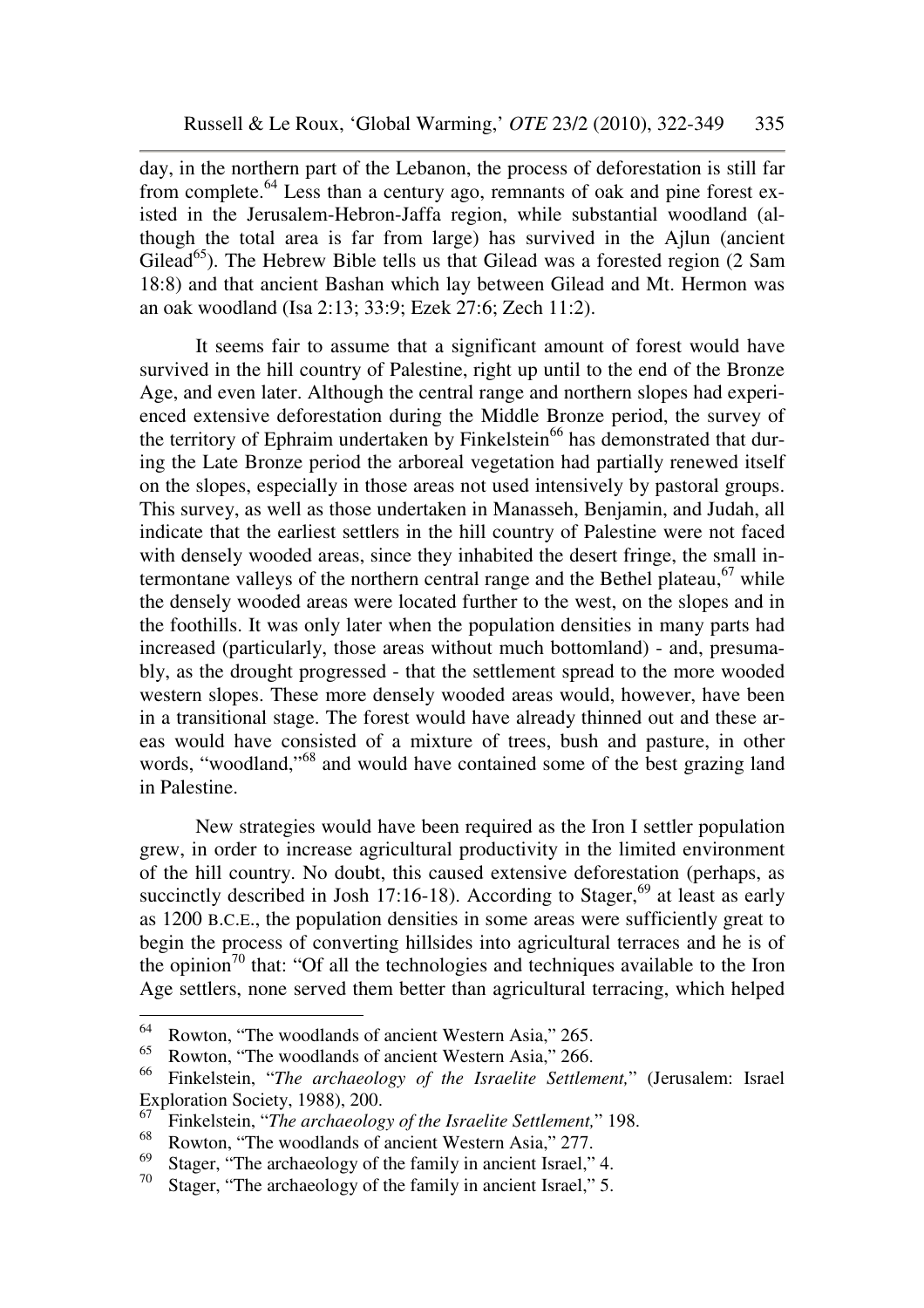day, in the northern part of the Lebanon, the process of deforestation is still far from complete.[64] Less than a century ago, remnants of oak and pine forest existed in the Jerusalem-Hebron-Jaffa region, while substantial woodland (although the total area is far from large) has survived in the Ajlun (ancient Gilead[65]). The Hebrew Bible tells us that Gilead was a forested region (2 Sam 18:8) and that ancient Bashan which lay between Gilead and Mt. Hermon was an oak woodland (Isa 2:13; 33:9; Ezek 27:6; Zech 11:2).

It seems fair to assume that a significant amount of forest would have survived in the hill country of Palestine, right up until to the end of the Bronze Age, and even later. Although the central range and northern slopes had experienced extensive deforestation during the Middle Bronze period, the survey of the territory of Ephraim undertaken by Finkelstein[66] has demonstrated that during the Late Bronze period the arboreal vegetation had partially renewed itself on the slopes, especially in those areas not used intensively by pastoral groups. This survey, as well as those undertaken in Manasseh, Benjamin, and Judah, all indicate that the earliest settlers in the hill country of Palestine were not faced with densely wooded areas, since they inhabited the desert fringe, the small intermontane valleys of the northern central range and the Bethel plateau,[67] while the densely wooded areas were located further to the west, on the slopes and in the foothills. It was only later when the population densities in many parts had increased (particularly, those areas without much bottomland) - and, presumably, as the drought progressed - that the settlement spread to the more wooded western slopes. These more densely wooded areas would, however, have been in a transitional stage. The forest would have already thinned out and these areas would have consisted of a mixture of trees, bush and pasture, in other words, "woodland,"[68] and would have contained some of the best grazing land in Palestine.

New strategies would have been required as the Iron I settler population grew, in order to increase agricultural productivity in the limited environment of the hill country. No doubt, this caused extensive deforestation (perhaps, as succinctly described in Josh 17:16-18). According to Stager,[69] at least as early as 1200 B.C.E., the population densities in some areas were sufficiently great to begin the process of converting hillsides into agricultural terraces and he is of the opinion[70] that: "Of all the technologies and techniques available to the Iron Age settlers, none served them better than agricultural terracing, which helped

---

[64] Rowton, "The woodlands of ancient Western Asia," 265.

[65] Rowton, "The woodlands of ancient Western Asia," 266.

[66] Finkelstein, "*The archaeology of the Israelite Settlement,*" (Jerusalem: Israel Exploration Society, 1988), 200.

[67] Finkelstein, "*The archaeology of the Israelite Settlement,*" 198.

[68] Rowton, "The woodlands of ancient Western Asia," 277.

[69] Stager, "The archaeology of the family in ancient Israel," 4.

[70] Stager, "The archaeology of the family in ancient Israel," 5.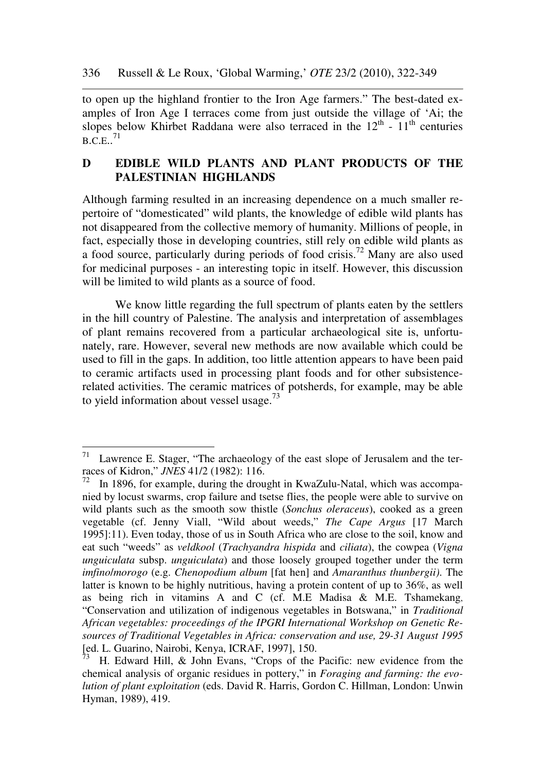to open up the highland frontier to the Iron Age farmers." The best-dated examples of Iron Age I terraces come from just outside the village of 'Ai; the slopes below Khirbet Raddana were also terraced in the $12^{th}$ - $11^{th}$ centuries B.C.E..[71]

## D EDIBLE WILD PLANTS AND PLANT PRODUCTS OF THE PALESTINIAN HIGHLANDS

Although farming resulted in an increasing dependence on a much smaller repertoire of "domesticated" wild plants, the knowledge of edible wild plants has not disappeared from the collective memory of humanity. Millions of people, in fact, especially those in developing countries, still rely on edible wild plants as a food source, particularly during periods of food crisis.[72] Many are also used for medicinal purposes - an interesting topic in itself. However, this discussion will be limited to wild plants as a source of food.

We know little regarding the full spectrum of plants eaten by the settlers in the hill country of Palestine. The analysis and interpretation of assemblages of plant remains recovered from a particular archaeological site is, unfortunately, rare. However, several new methods are now available which could be used to fill in the gaps. In addition, too little attention appears to have been paid to ceramic artifacts used in processing plant foods and for other subsistence-related activities. The ceramic matrices of potsherds, for example, may be able to yield information about vessel usage.[73]

---

[71] Lawrence E. Stager, "The archaeology of the east slope of Jerusalem and the terraces of Kidron," *JNES* 41/2 (1982): 116.

[72] In 1896, for example, during the drought in KwaZulu-Natal, which was accompanied by locust swarms, crop failure and tsetse flies, the people were able to survive on wild plants such as the smooth sow thistle (*Sonchus oleraceus*), cooked as a green vegetable (cf. Jenny Viall, "Wild about weeds," *The Cape Argus* [17 March 1995]:11). Even today, those of us in South Africa who are close to the soil, know and eat such "weeds" as *veldkool* (*Trachyandra hispida* and *ciliata*), the cowpea (*Vigna unguiculata* subsp. *unguiculata*) and those loosely grouped together under the term *imfino/morogo* (e.g. *Chenopodium album* [fat hen] and *Amaranthus thunbergii)*. The latter is known to be highly nutritious, having a protein content of up to 36%, as well as being rich in vitamins A and C (cf. M.E Madisa & M.E. Tshamekang, "Conservation and utilization of indigenous vegetables in Botswana," in *Traditional African vegetables: proceedings of the IPGRI International Workshop on Genetic Resources of Traditional Vegetables in Africa: conservation and use, 29-31 August 1995* [ed. L. Guarino, Nairobi, Kenya, ICRAF, 1997], 150.

[73] H. Edward Hill, & John Evans, "Crops of the Pacific: new evidence from the chemical analysis of organic residues in pottery," in *Foraging and farming: the evolution of plant exploitation* (eds. David R. Harris, Gordon C. Hillman, London: Unwin Hyman, 1989), 419.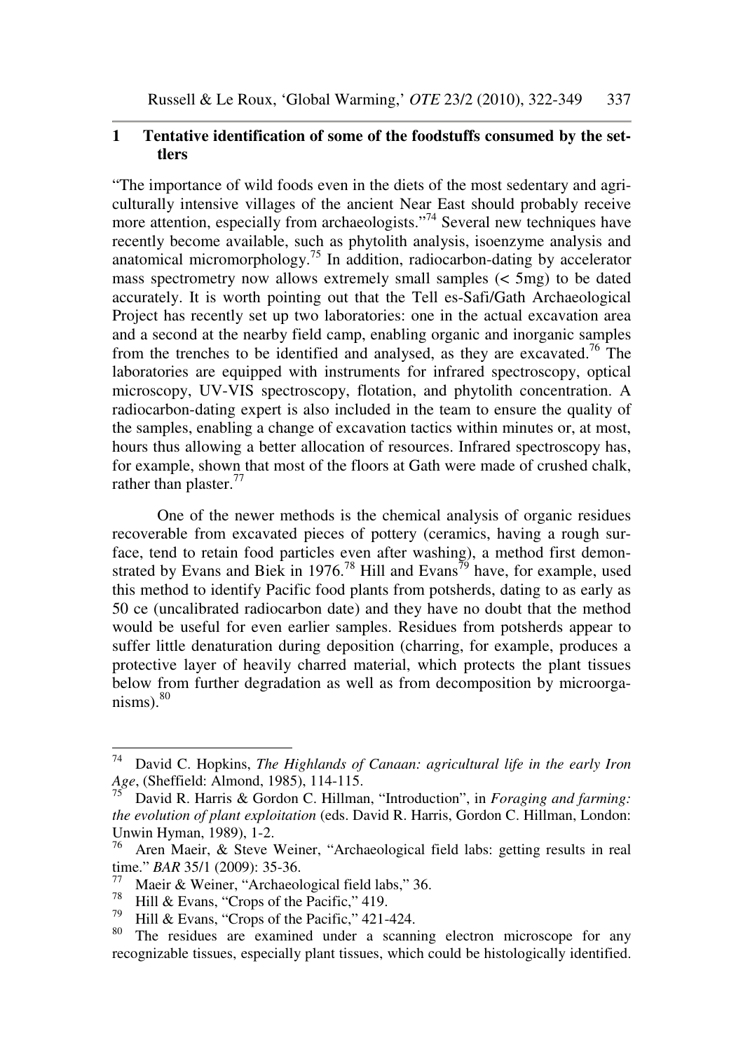## 1 Tentative identification of some of the foodstuffs consumed by the settlers

"The importance of wild foods even in the diets of the most sedentary and agriculturally intensive villages of the ancient Near East should probably receive more attention, especially from archaeologists."[74] Several new techniques have recently become available, such as phytolith analysis, isoenzyme analysis and anatomical micromorphology.[75] In addition, radiocarbon-dating by accelerator mass spectrometry now allows extremely small samples (< 5mg) to be dated accurately. It is worth pointing out that the Tell es-Safi/Gath Archaeological Project has recently set up two laboratories: one in the actual excavation area and a second at the nearby field camp, enabling organic and inorganic samples from the trenches to be identified and analysed, as they are excavated.[76] The laboratories are equipped with instruments for infrared spectroscopy, optical microscopy, UV-VIS spectroscopy, flotation, and phytolith concentration. A radiocarbon-dating expert is also included in the team to ensure the quality of the samples, enabling a change of excavation tactics within minutes or, at most, hours thus allowing a better allocation of resources. Infrared spectroscopy has, for example, shown that most of the floors at Gath were made of crushed chalk, rather than plaster.[77]

One of the newer methods is the chemical analysis of organic residues recoverable from excavated pieces of pottery (ceramics, having a rough surface, tend to retain food particles even after washing), a method first demonstrated by Evans and Biek in 1976.[78] Hill and Evans[79] have, for example, used this method to identify Pacific food plants from potsherds, dating to as early as 50 ce (uncalibrated radiocarbon date) and they have no doubt that the method would be useful for even earlier samples. Residues from potsherds appear to suffer little denaturation during deposition (charring, for example, produces a protective layer of heavily charred material, which protects the plant tissues below from further degradation as well as from decomposition by microorganisms).[80]

---

[74] David C. Hopkins, *The Highlands of Canaan: agricultural life in the early Iron Age*, (Sheffield: Almond, 1985), 114-115.

[75] David R. Harris & Gordon C. Hillman, "Introduction", in *Foraging and farming: the evolution of plant exploitation* (eds. David R. Harris, Gordon C. Hillman, London: Unwin Hyman, 1989), 1-2.

[76] Aren Maeir, & Steve Weiner, "Archaeological field labs: getting results in real time." *BAR* 35/1 (2009): 35-36.

[77] Maeir & Weiner, "Archaeological field labs," 36.

[78] Hill & Evans, "Crops of the Pacific," 419.

[79] Hill & Evans, "Crops of the Pacific," 421-424.

[80] The residues are examined under a scanning electron microscope for any recognizable tissues, especially plant tissues, which could be histologically identified.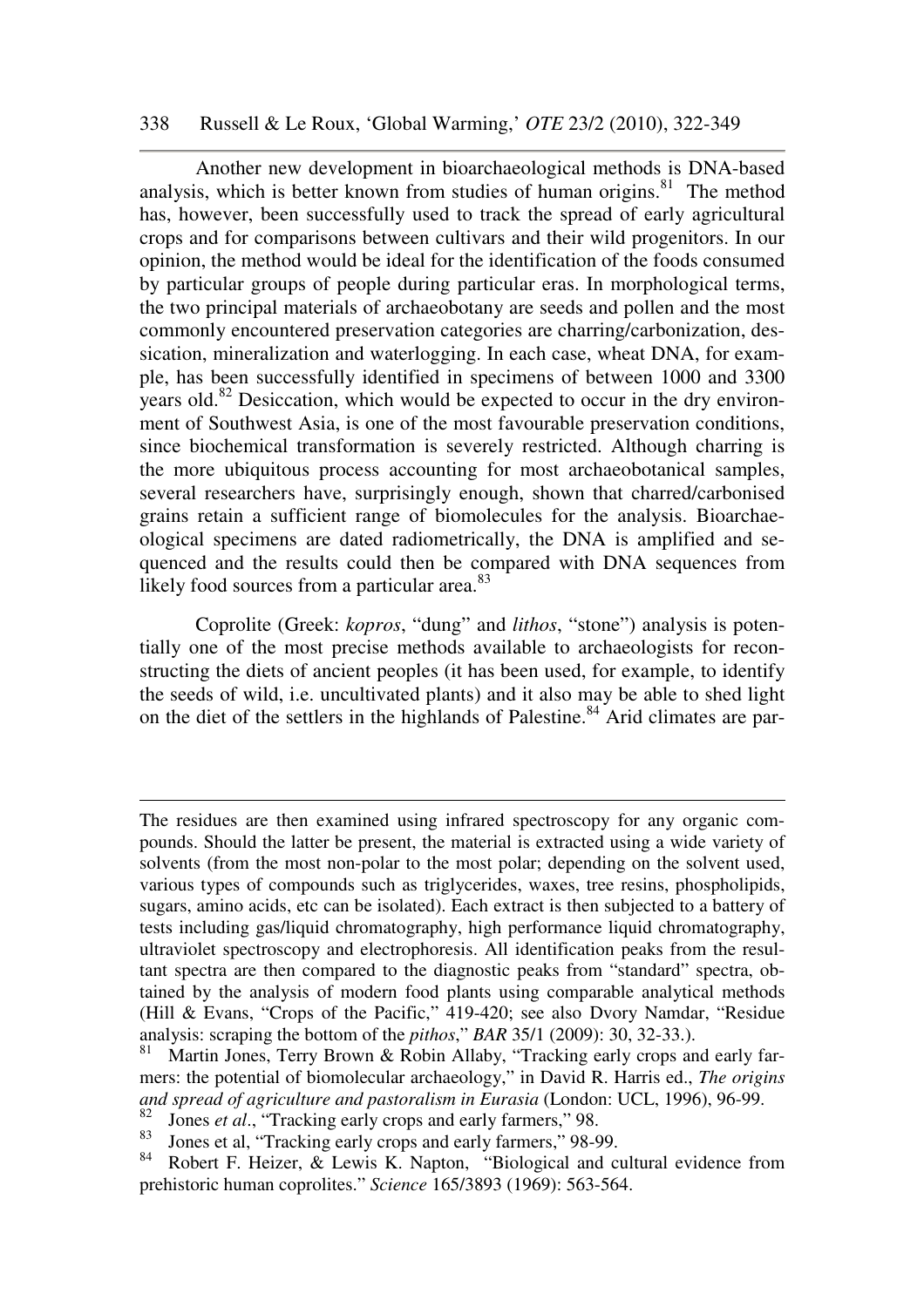Another new development in bioarchaeological methods is DNA-based analysis, which is better known from studies of human origins.[81] The method has, however, been successfully used to track the spread of early agricultural crops and for comparisons between cultivars and their wild progenitors. In our opinion, the method would be ideal for the identification of the foods consumed by particular groups of people during particular eras. In morphological terms, the two principal materials of archaeobotany are seeds and pollen and the most commonly encountered preservation categories are charring/carbonization, dessication, mineralization and waterlogging. In each case, wheat DNA, for example, has been successfully identified in specimens of between 1000 and 3300 years old.[82] Desiccation, which would be expected to occur in the dry environment of Southwest Asia, is one of the most favourable preservation conditions, since biochemical transformation is severely restricted. Although charring is the more ubiquitous process accounting for most archaeobotanical samples, several researchers have, surprisingly enough, shown that charred/carbonised grains retain a sufficient range of biomolecules for the analysis. Bioarchaeological specimens are dated radiometrically, the DNA is amplified and sequenced and the results could then be compared with DNA sequences from likely food sources from a particular area.[83]

Coprolite (Greek: *kopros*, "dung" and *lithos*, "stone") analysis is potentially one of the most precise methods available to archaeologists for reconstructing the diets of ancient peoples (it has been used, for example, to identify the seeds of wild, i.e. uncultivated plants) and it also may be able to shed light on the diet of the settlers in the highlands of Palestine.[84] Arid climates are par-

---

The residues are then examined using infrared spectroscopy for any organic compounds. Should the latter be present, the material is extracted using a wide variety of solvents (from the most non-polar to the most polar; depending on the solvent used, various types of compounds such as triglycerides, waxes, tree resins, phospholipids, sugars, amino acids, etc can be isolated). Each extract is then subjected to a battery of tests including gas/liquid chromatography, high performance liquid chromatography, ultraviolet spectroscopy and electrophoresis. All identification peaks from the resultant spectra are then compared to the diagnostic peaks from "standard" spectra, obtained by the analysis of modern food plants using comparable analytical methods (Hill & Evans, "Crops of the Pacific," 419-420; see also Dvory Namdar, "Residue analysis: scraping the bottom of the *pithos*," *BAR* 35/1 (2009): 30, 32-33.).

[81] Martin Jones, Terry Brown & Robin Allaby, "Tracking early crops and early farmers: the potential of biomolecular archaeology," in David R. Harris ed., *The origins and spread of agriculture and pastoralism in Eurasia* (London: UCL, 1996), 96-99.

[82] Jones *et al*., "Tracking early crops and early farmers," 98.

[83] Jones et al, "Tracking early crops and early farmers," 98-99.

[84] Robert F. Heizer, & Lewis K. Napton, "Biological and cultural evidence from prehistoric human coprolites." *Science* 165/3893 (1969): 563-564.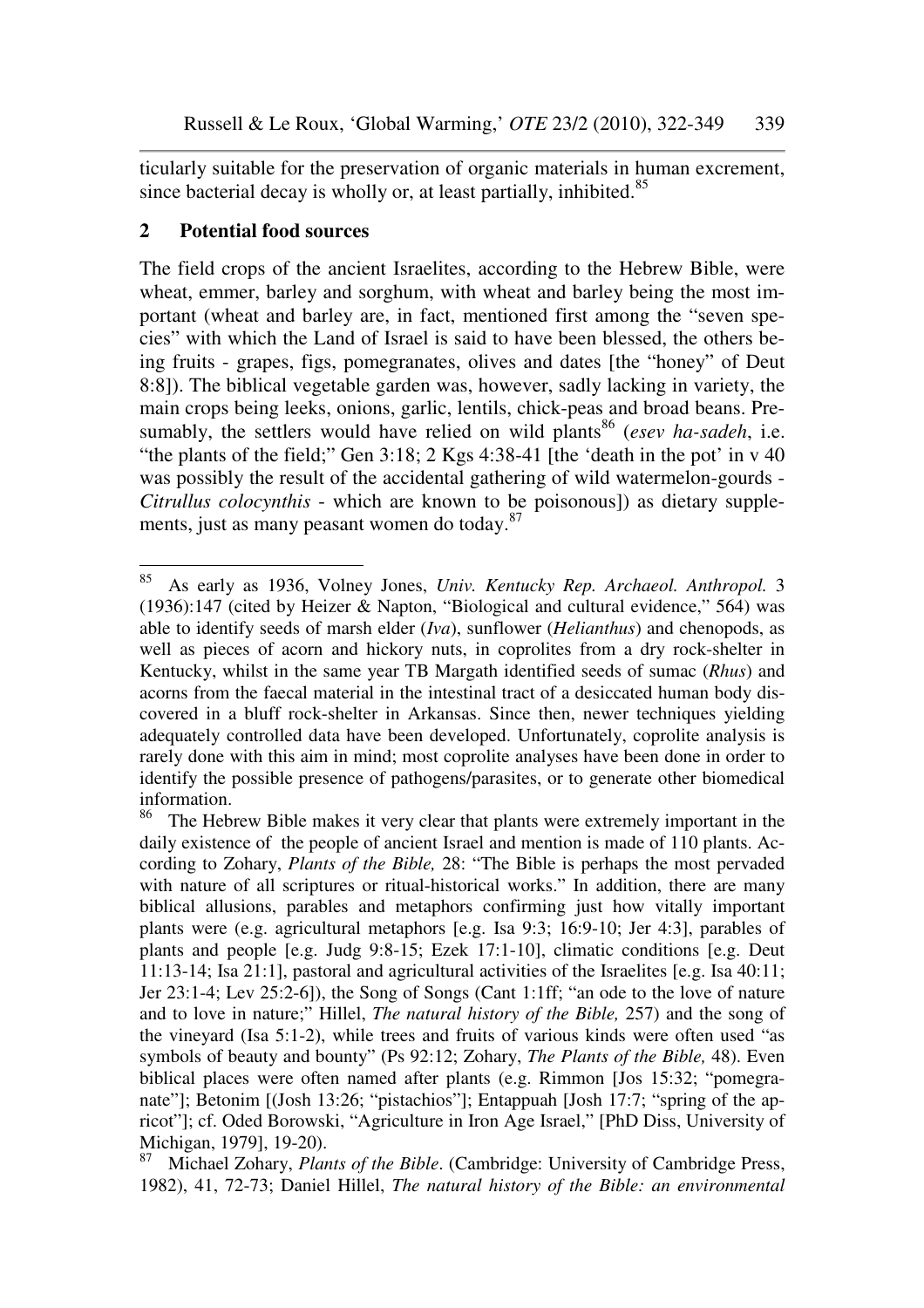ticularly suitable for the preservation of organic materials in human excrement, since bacterial decay is wholly or, at least partially, inhibited.[85]

## 2 Potential food sources

The field crops of the ancient Israelites, according to the Hebrew Bible, were wheat, emmer, barley and sorghum, with wheat and barley being the most important (wheat and barley are, in fact, mentioned first among the "seven species" with which the Land of Israel is said to have been blessed, the others being fruits - grapes, figs, pomegranates, olives and dates [the "honey" of Deut 8:8]). The biblical vegetable garden was, however, sadly lacking in variety, the main crops being leeks, onions, garlic, lentils, chick-peas and broad beans. Presumably, the settlers would have relied on wild plants[86] (*esev ha-sadeh*, i.e. "the plants of the field;" Gen 3:18; 2 Kgs 4:38-41 [the 'death in the pot' in v 40 was possibly the result of the accidental gathering of wild watermelon-gourds - *Citrullus colocynthis* - which are known to be poisonous]) as dietary supplements, just as many peasant women do today.[87]

---

[85] As early as 1936, Volney Jones, *Univ. Kentucky Rep. Archaeol. Anthropol.* 3 (1936):147 (cited by Heizer & Napton, "Biological and cultural evidence," 564) was able to identify seeds of marsh elder (*Iva*), sunflower (*Helianthus*) and chenopods, as well as pieces of acorn and hickory nuts, in coprolites from a dry rock-shelter in Kentucky, whilst in the same year TB Margath identified seeds of sumac (*Rhus*) and acorns from the faecal material in the intestinal tract of a desiccated human body discovered in a bluff rock-shelter in Arkansas. Since then, newer techniques yielding adequately controlled data have been developed. Unfortunately, coprolite analysis is rarely done with this aim in mind; most coprolite analyses have been done in order to identify the possible presence of pathogens/parasites, or to generate other biomedical information.

[86] The Hebrew Bible makes it very clear that plants were extremely important in the daily existence of the people of ancient Israel and mention is made of 110 plants. According to Zohary, *Plants of the Bible,* 28: "The Bible is perhaps the most pervaded with nature of all scriptures or ritual-historical works." In addition, there are many biblical allusions, parables and metaphors confirming just how vitally important plants were (e.g. agricultural metaphors [e.g. Isa 9:3; 16:9-10; Jer 4:3], parables of plants and people [e.g. Judg 9:8-15; Ezek 17:1-10], climatic conditions [e.g. Deut 11:13-14; Isa 21:1], pastoral and agricultural activities of the Israelites [e.g. Isa 40:11; Jer 23:1-4; Lev 25:2-6]), the Song of Songs (Cant 1:1ff; "an ode to the love of nature and to love in nature;" Hillel, *The natural history of the Bible,* 257) and the song of the vineyard (Isa 5:1-2), while trees and fruits of various kinds were often used "as symbols of beauty and bounty" (Ps 92:12; Zohary, *The Plants of the Bible,* 48). Even biblical places were often named after plants (e.g. Rimmon [Jos 15:32; "pomegranate"]; Betonim [(Josh 13:26; "pistachios"]; Entappuah [Josh 17:7; "spring of the apricot"]; cf. Oded Borowski, "Agriculture in Iron Age Israel," [PhD Diss, University of Michigan, 1979], 19-20).

[87] Michael Zohary, *Plants of the Bible*. (Cambridge: University of Cambridge Press, 1982), 41, 72-73; Daniel Hillel, *The natural history of the Bible: an environmental*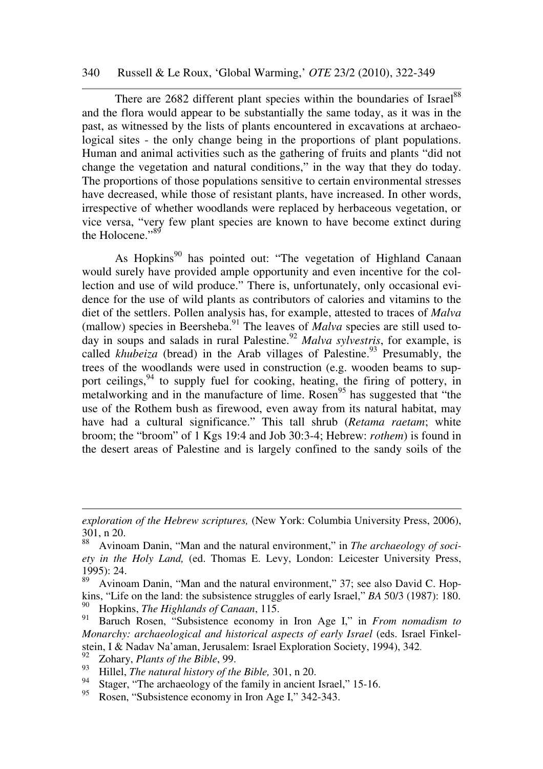There are 2682 different plant species within the boundaries of Israel[88] and the flora would appear to be substantially the same today, as it was in the past, as witnessed by the lists of plants encountered in excavations at archaeological sites - the only change being in the proportions of plant populations. Human and animal activities such as the gathering of fruits and plants "did not change the vegetation and natural conditions," in the way that they do today. The proportions of those populations sensitive to certain environmental stresses have decreased, while those of resistant plants, have increased. In other words, irrespective of whether woodlands were replaced by herbaceous vegetation, or vice versa, "very few plant species are known to have become extinct during the Holocene."[89]

As Hopkins[90] has pointed out: "The vegetation of Highland Canaan would surely have provided ample opportunity and even incentive for the collection and use of wild produce." There is, unfortunately, only occasional evidence for the use of wild plants as contributors of calories and vitamins to the diet of the settlers. Pollen analysis has, for example, attested to traces of *Malva* (mallow) species in Beersheba.[91] The leaves of *Malva* species are still used today in soups and salads in rural Palestine.[92] *Malva sylvestris*, for example, is called *khubeiza* (bread) in the Arab villages of Palestine.[93] Presumably, the trees of the woodlands were used in construction (e.g. wooden beams to support ceilings,[94] to supply fuel for cooking, heating, the firing of pottery, in metalworking and in the manufacture of lime. Rosen[95] has suggested that "the use of the Rothem bush as firewood, even away from its natural habitat, may have had a cultural significance." This tall shrub (*Retama raetam*; white broom; the "broom" of 1 Kgs 19:4 and Job 30:3-4; Hebrew: *rothem*) is found in the desert areas of Palestine and is largely confined to the sandy soils of the

---

*exploration of the Hebrew scriptures,* (New York: Columbia University Press, 2006), 301, n 20.

[88] Avinoam Danin, "Man and the natural environment," in *The archaeology of society in the Holy Land,* (ed. Thomas E. Levy, London: Leicester University Press, 1995): 24.

[89] Avinoam Danin, "Man and the natural environment," 37; see also David C. Hopkins, "Life on the land: the subsistence struggles of early Israel," *BA* 50/3 (1987): 180.

[90] Hopkins, *The Highlands of Canaan*, 115.

[91] Baruch Rosen, "Subsistence economy in Iron Age I," in *From nomadism to Monarchy: archaeological and historical aspects of early Israel* (eds. Israel Finkelstein, I & Nadav Na'aman, Jerusalem: Israel Exploration Society, 1994), 342.

[92] Zohary, *Plants of the Bible*, 99.

[93] Hillel, *The natural history of the Bible,* 301, n 20.

[94] Stager, "The archaeology of the family in ancient Israel," 15-16.

[95] Rosen, "Subsistence economy in Iron Age I," 342-343.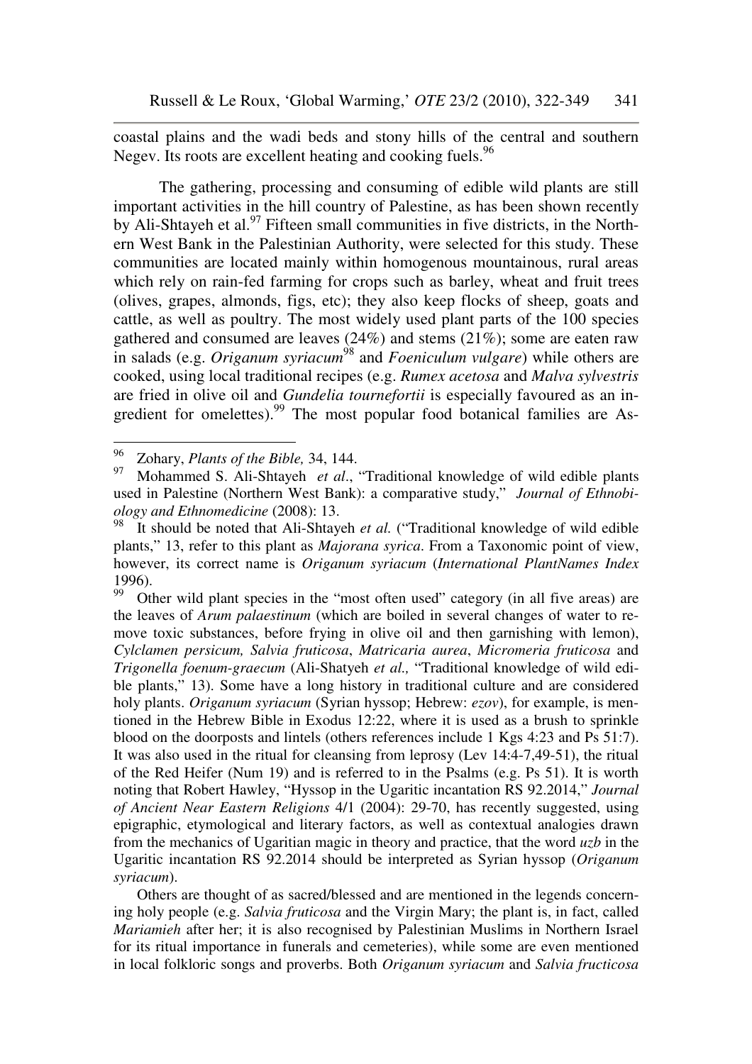coastal plains and the wadi beds and stony hills of the central and southern Negev. Its roots are excellent heating and cooking fuels.[96]

The gathering, processing and consuming of edible wild plants are still important activities in the hill country of Palestine, as has been shown recently by Ali-Shtayeh et al.[97] Fifteen small communities in five districts, in the Northern West Bank in the Palestinian Authority, were selected for this study. These communities are located mainly within homogenous mountainous, rural areas which rely on rain-fed farming for crops such as barley, wheat and fruit trees (olives, grapes, almonds, figs, etc); they also keep flocks of sheep, goats and cattle, as well as poultry. The most widely used plant parts of the 100 species gathered and consumed are leaves (24%) and stems (21%); some are eaten raw in salads (e.g. *Origanum syriacum*[98] and *Foeniculum vulgare*) while others are cooked, using local traditional recipes (e.g. *Rumex acetosa* and *Malva sylvestris* are fried in olive oil and *Gundelia tournefortii* is especially favoured as an ingredient for omelettes).[99] The most popular food botanical families are As-

---

[96] Zohary, *Plants of the Bible,* 34, 144.

[97] Mohammed S. Ali-Shtayeh *et al*., "Traditional knowledge of wild edible plants used in Palestine (Northern West Bank): a comparative study," *Journal of Ethnobiology and Ethnomedicine* (2008): 13.

[98] It should be noted that Ali-Shtayeh *et al.* ("Traditional knowledge of wild edible plants," 13, refer to this plant as *Majorana syrica*. From a Taxonomic point of view, however, its correct name is *Origanum syriacum* (*International PlantNames Index* 1996).

[99] Other wild plant species in the "most often used" category (in all five areas) are the leaves of *Arum palaestinum* (which are boiled in several changes of water to remove toxic substances, before frying in olive oil and then garnishing with lemon), *Cylclamen persicum, Salvia fruticosa*, *Matricaria aurea*, *Micromeria fruticosa* and *Trigonella foenum-graecum* (Ali-Shatyeh *et al.,* "Traditional knowledge of wild edible plants," 13). Some have a long history in traditional culture and are considered holy plants. *Origanum syriacum* (Syrian hyssop; Hebrew: *ezov*), for example, is mentioned in the Hebrew Bible in Exodus 12:22, where it is used as a brush to sprinkle blood on the doorposts and lintels (others references include 1 Kgs 4:23 and Ps 51:7). It was also used in the ritual for cleansing from leprosy (Lev 14:4-7,49-51), the ritual of the Red Heifer (Num 19) and is referred to in the Psalms (e.g. Ps 51). It is worth noting that Robert Hawley, "Hyssop in the Ugaritic incantation RS 92.2014," *Journal of Ancient Near Eastern Religions* 4/1 (2004): 29-70, has recently suggested, using epigraphic, etymological and literary factors, as well as contextual analogies drawn from the mechanics of Ugaritian magic in theory and practice, that the word *uzb* in the Ugaritic incantation RS 92.2014 should be interpreted as Syrian hyssop (*Origanum syriacum*).

Others are thought of as sacred/blessed and are mentioned in the legends concerning holy people (e.g. *Salvia fruticosa* and the Virgin Mary; the plant is, in fact, called *Mariamieh* after her; it is also recognised by Palestinian Muslims in Northern Israel for its ritual importance in funerals and cemeteries), while some are even mentioned in local folkloric songs and proverbs. Both *Origanum syriacum* and *Salvia fructicosa*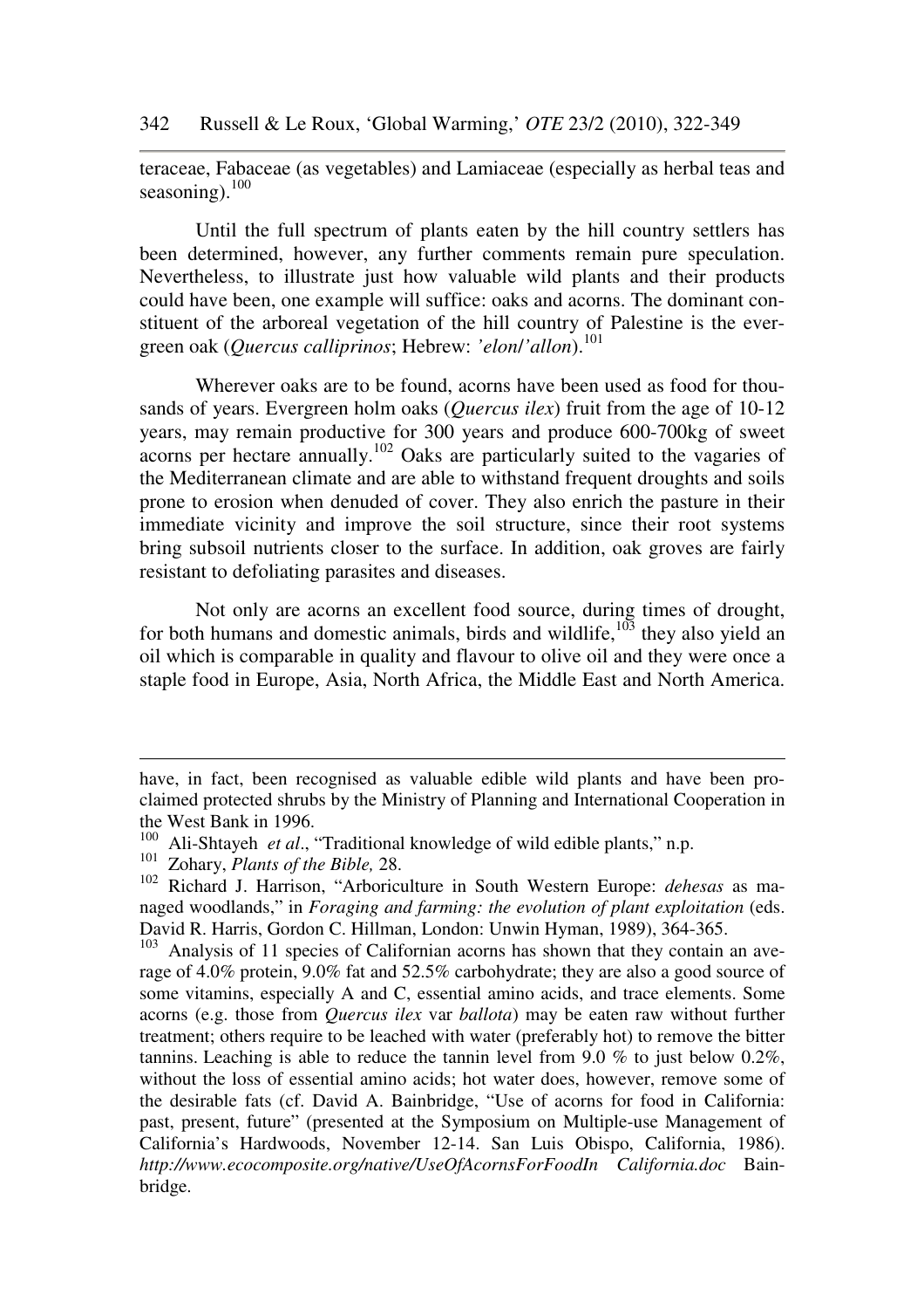teraceae, Fabaceae (as vegetables) and Lamiaceae (especially as herbal teas and seasoning).[100]

Until the full spectrum of plants eaten by the hill country settlers has been determined, however, any further comments remain pure speculation. Nevertheless, to illustrate just how valuable wild plants and their products could have been, one example will suffice: oaks and acorns. The dominant constituent of the arboreal vegetation of the hill country of Palestine is the evergreen oak (*Quercus calliprinos*; Hebrew: *'elon*/*'allon*).[101]

Wherever oaks are to be found, acorns have been used as food for thousands of years. Evergreen holm oaks (*Quercus ilex*) fruit from the age of 10-12 years, may remain productive for 300 years and produce 600-700kg of sweet acorns per hectare annually.[102] Oaks are particularly suited to the vagaries of the Mediterranean climate and are able to withstand frequent droughts and soils prone to erosion when denuded of cover. They also enrich the pasture in their immediate vicinity and improve the soil structure, since their root systems bring subsoil nutrients closer to the surface. In addition, oak groves are fairly resistant to defoliating parasites and diseases.

Not only are acorns an excellent food source, during times of drought, for both humans and domestic animals, birds and wildlife,[103] they also yield an oil which is comparable in quality and flavour to olive oil and they were once a staple food in Europe, Asia, North Africa, the Middle East and North America.

---

have, in fact, been recognised as valuable edible wild plants and have been proclaimed protected shrubs by the Ministry of Planning and International Cooperation in the West Bank in 1996.

[100] Ali-Shtayeh *et al*., "Traditional knowledge of wild edible plants," n.p.

[101] Zohary, *Plants of the Bible,* 28.

[102] Richard J. Harrison, "Arboriculture in South Western Europe: *dehesas* as managed woodlands," in *Foraging and farming: the evolution of plant exploitation* (eds. David R. Harris, Gordon C. Hillman, London: Unwin Hyman, 1989), 364-365.

[103] Analysis of 11 species of Californian acorns has shown that they contain an average of 4.0% protein, 9.0% fat and 52.5% carbohydrate; they are also a good source of some vitamins, especially A and C, essential amino acids, and trace elements. Some acorns (e.g. those from *Quercus ilex* var *ballota*) may be eaten raw without further treatment; others require to be leached with water (preferably hot) to remove the bitter tannins. Leaching is able to reduce the tannin level from 9.0 % to just below 0.2%, without the loss of essential amino acids; hot water does, however, remove some of the desirable fats (cf. David A. Bainbridge, "Use of acorns for food in California: past, present, future" (presented at the Symposium on Multiple-use Management of California's Hardwoods, November 12-14. San Luis Obispo, California, 1986). *http://www.ecocomposite.org/native/UseOfAcornsForFoodIn California.doc* Bainbridge.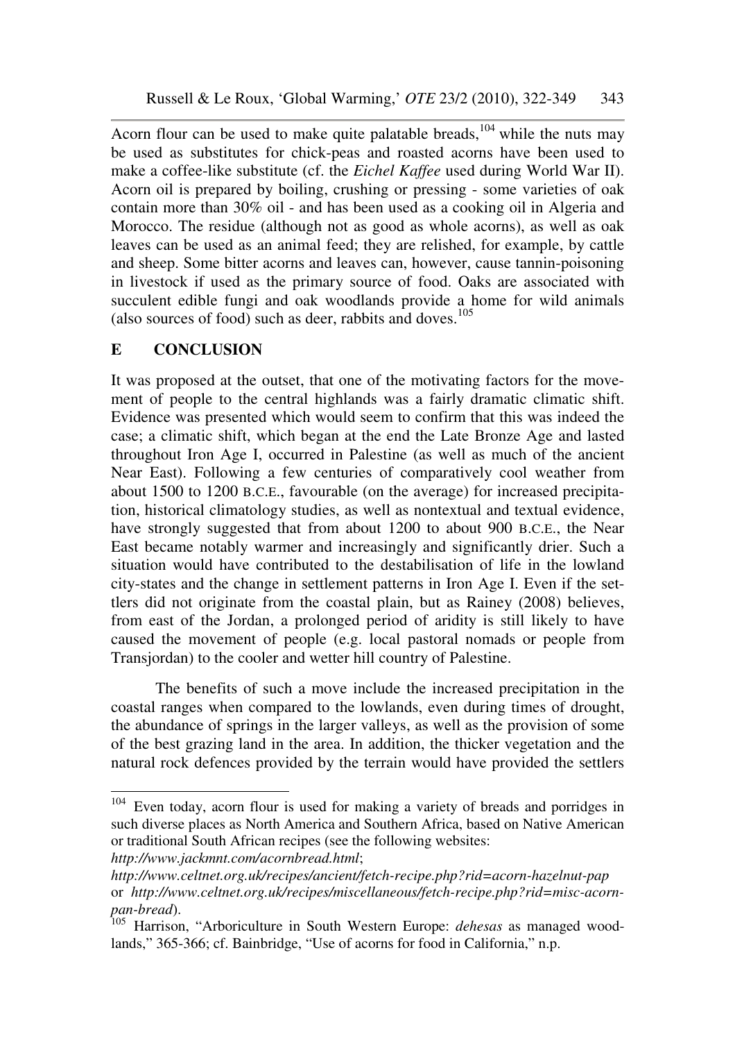Acorn flour can be used to make quite palatable breads,[104] while the nuts may be used as substitutes for chick-peas and roasted acorns have been used to make a coffee-like substitute (cf. the *Eichel Kaffee* used during World War II). Acorn oil is prepared by boiling, crushing or pressing - some varieties of oak contain more than 30% oil - and has been used as a cooking oil in Algeria and Morocco. The residue (although not as good as whole acorns), as well as oak leaves can be used as an animal feed; they are relished, for example, by cattle and sheep. Some bitter acorns and leaves can, however, cause tannin-poisoning in livestock if used as the primary source of food. Oaks are associated with succulent edible fungi and oak woodlands provide a home for wild animals (also sources of food) such as deer, rabbits and doves.[105]

## E CONCLUSION

It was proposed at the outset, that one of the motivating factors for the movement of people to the central highlands was a fairly dramatic climatic shift. Evidence was presented which would seem to confirm that this was indeed the case; a climatic shift, which began at the end the Late Bronze Age and lasted throughout Iron Age I, occurred in Palestine (as well as much of the ancient Near East). Following a few centuries of comparatively cool weather from about 1500 to 1200 B.C.E., favourable (on the average) for increased precipitation, historical climatology studies, as well as nontextual and textual evidence, have strongly suggested that from about 1200 to about 900 B.C.E., the Near East became notably warmer and increasingly and significantly drier. Such a situation would have contributed to the destabilisation of life in the lowland city-states and the change in settlement patterns in Iron Age I. Even if the settlers did not originate from the coastal plain, but as Rainey (2008) believes, from east of the Jordan, a prolonged period of aridity is still likely to have caused the movement of people (e.g. local pastoral nomads or people from Transjordan) to the cooler and wetter hill country of Palestine.

The benefits of such a move include the increased precipitation in the coastal ranges when compared to the lowlands, even during times of drought, the abundance of springs in the larger valleys, as well as the provision of some of the best grazing land in the area. In addition, the thicker vegetation and the natural rock defences provided by the terrain would have provided the settlers

---

[104] Even today, acorn flour is used for making a variety of breads and porridges in such diverse places as North America and Southern Africa, based on Native American or traditional South African recipes (see the following websites: *http://www.jackmnt.com/acornbread.html*; *http://www.celtnet.org.uk/recipes/ancient/fetch-recipe.php?rid=acorn-hazelnut-pap* or *http://www.celtnet.org.uk/recipes/miscellaneous/fetch-recipe.php?rid=misc-acorn-pan-bread*).

[105] Harrison, "Arboriculture in South Western Europe: *dehesas* as managed woodlands," 365-366; cf. Bainbridge, "Use of acorns for food in California," n.p.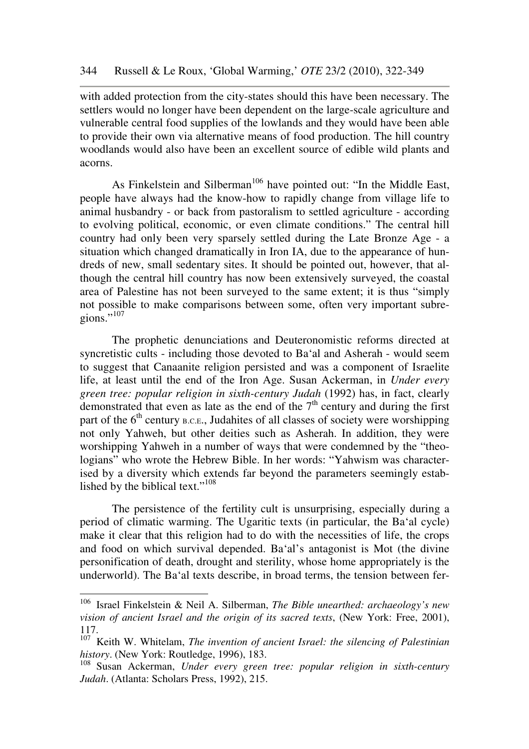with added protection from the city-states should this have been necessary. The settlers would no longer have been dependent on the large-scale agriculture and vulnerable central food supplies of the lowlands and they would have been able to provide their own via alternative means of food production. The hill country woodlands would also have been an excellent source of edible wild plants and acorns.

As Finkelstein and Silberman[106] have pointed out: "In the Middle East, people have always had the know-how to rapidly change from village life to animal husbandry - or back from pastoralism to settled agriculture - according to evolving political, economic, or even climate conditions." The central hill country had only been very sparsely settled during the Late Bronze Age - a situation which changed dramatically in Iron IA, due to the appearance of hundreds of new, small sedentary sites. It should be pointed out, however, that although the central hill country has now been extensively surveyed, the coastal area of Palestine has not been surveyed to the same extent; it is thus "simply not possible to make comparisons between some, often very important subregions."[107]

The prophetic denunciations and Deuteronomistic reforms directed at syncretistic cults - including those devoted to Ba'al and Asherah - would seem to suggest that Canaanite religion persisted and was a component of Israelite life, at least until the end of the Iron Age. Susan Ackerman, in *Under every green tree: popular religion in sixth-century Judah* (1992) has, in fact, clearly demonstrated that even as late as the end of the 7th century and during the first part of the 6th century B.C.E., Judahites of all classes of society were worshipping not only Yahweh, but other deities such as Asherah. In addition, they were worshipping Yahweh in a number of ways that were condemned by the "theologians" who wrote the Hebrew Bible. In her words: "Yahwism was characterised by a diversity which extends far beyond the parameters seemingly established by the biblical text."[108]

The persistence of the fertility cult is unsurprising, especially during a period of climatic warming. The Ugaritic texts (in particular, the Ba'al cycle) make it clear that this religion had to do with the necessities of life, the crops and food on which survival depended. Ba'al's antagonist is Mot (the divine personification of death, drought and sterility, whose home appropriately is the underworld). The Ba'al texts describe, in broad terms, the tension between fer-

---

[106] Israel Finkelstein & Neil A. Silberman, *The Bible unearthed: archaeology's new vision of ancient Israel and the origin of its sacred texts*, (New York: Free, 2001), 117.

[107] Keith W. Whitelam, *The invention of ancient Israel: the silencing of Palestinian history*. (New York: Routledge, 1996), 183.

[108] Susan Ackerman, *Under every green tree: popular religion in sixth-century Judah*. (Atlanta: Scholars Press, 1992), 215.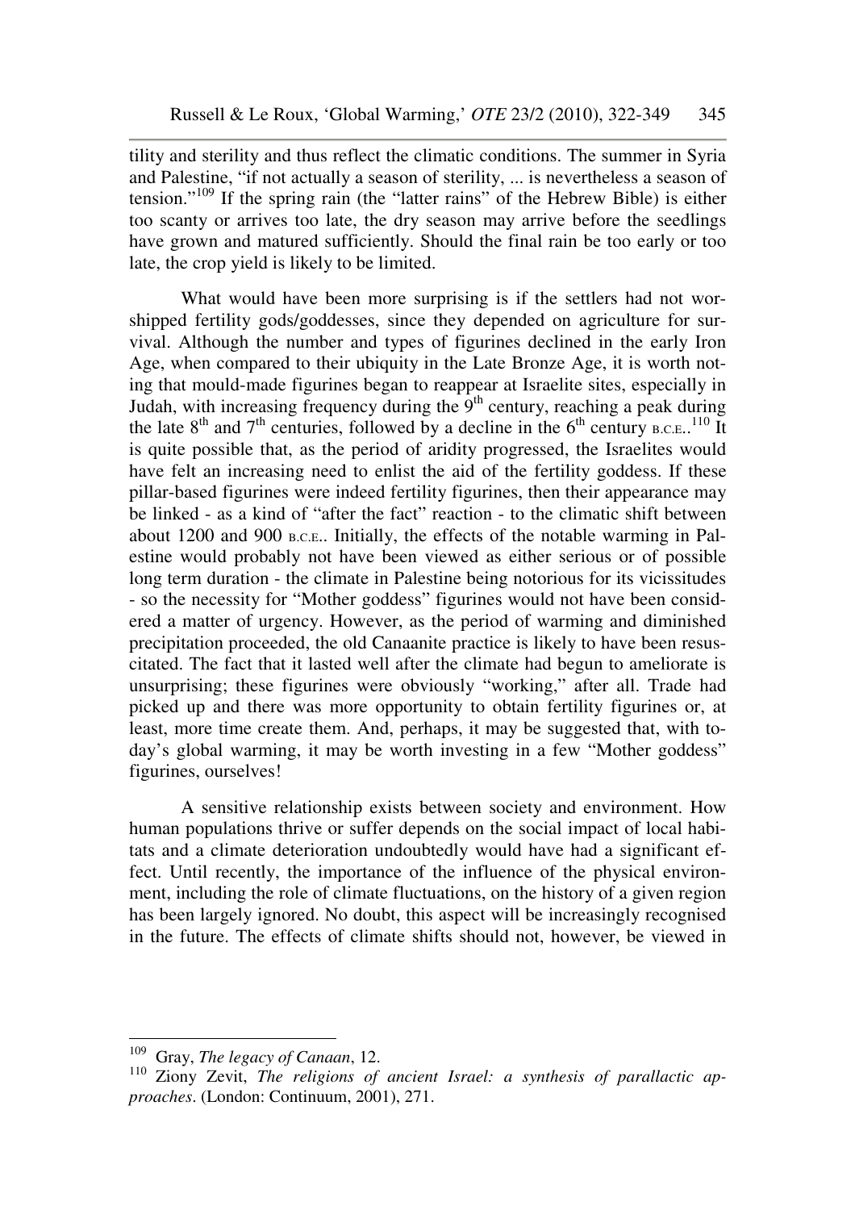tility and sterility and thus reflect the climatic conditions. The summer in Syria and Palestine, "if not actually a season of sterility, ... is nevertheless a season of tension."[109] If the spring rain (the "latter rains" of the Hebrew Bible) is either too scanty or arrives too late, the dry season may arrive before the seedlings have grown and matured sufficiently. Should the final rain be too early or too late, the crop yield is likely to be limited.

What would have been more surprising is if the settlers had not worshipped fertility gods/goddesses, since they depended on agriculture for survival. Although the number and types of figurines declined in the early Iron Age, when compared to their ubiquity in the Late Bronze Age, it is worth noting that mould-made figurines began to reappear at Israelite sites, especially in Judah, with increasing frequency during the 9th century, reaching a peak during the late 8th and 7th centuries, followed by a decline in the 6th century B.C.E..[110] It is quite possible that, as the period of aridity progressed, the Israelites would have felt an increasing need to enlist the aid of the fertility goddess. If these pillar-based figurines were indeed fertility figurines, then their appearance may be linked - as a kind of "after the fact" reaction - to the climatic shift between about 1200 and 900 B.C.E.. Initially, the effects of the notable warming in Palestine would probably not have been viewed as either serious or of possible long term duration - the climate in Palestine being notorious for its vicissitudes - so the necessity for "Mother goddess" figurines would not have been considered a matter of urgency. However, as the period of warming and diminished precipitation proceeded, the old Canaanite practice is likely to have been resuscitated. The fact that it lasted well after the climate had begun to ameliorate is unsurprising; these figurines were obviously "working," after all. Trade had picked up and there was more opportunity to obtain fertility figurines or, at least, more time create them. And, perhaps, it may be suggested that, with today's global warming, it may be worth investing in a few "Mother goddess" figurines, ourselves!

A sensitive relationship exists between society and environment. How human populations thrive or suffer depends on the social impact of local habitats and a climate deterioration undoubtedly would have had a significant effect. Until recently, the importance of the influence of the physical environment, including the role of climate fluctuations, on the history of a given region has been largely ignored. No doubt, this aspect will be increasingly recognised in the future. The effects of climate shifts should not, however, be viewed in

---

[109] Gray, *The legacy of Canaan*, 12.

[110] Ziony Zevit, *The religions of ancient Israel: a synthesis of parallactic approaches*. (London: Continuum, 2001), 271.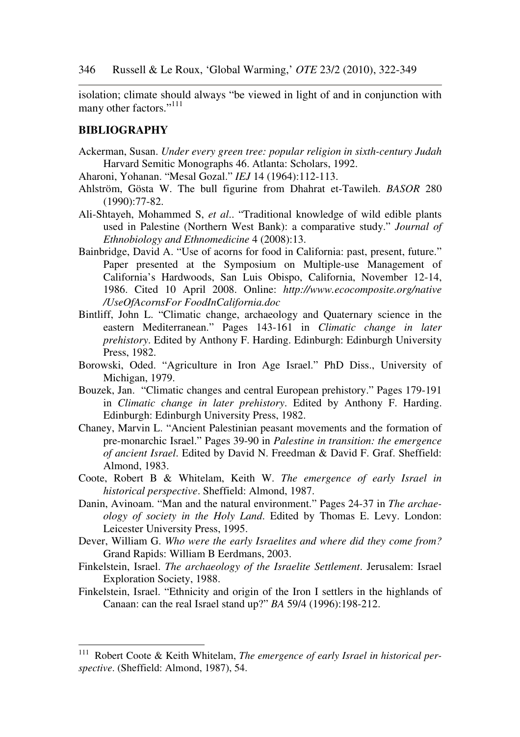isolation; climate should always "be viewed in light of and in conjunction with many other factors."[111]

## BIBLIOGRAPHY

Ackerman, Susan. *Under every green tree: popular religion in sixth-century Judah* Harvard Semitic Monographs 46. Atlanta: Scholars, 1992.

Aharoni, Yohanan. "Mesal Gozal." *IEJ* 14 (1964):112-113.

Ahlström, Gösta W. The bull figurine from Dhahrat et-Tawileh. *BASOR* 280 (1990):77-82.

Ali-Shtayeh, Mohammed S, *et al*.. "Traditional knowledge of wild edible plants used in Palestine (Northern West Bank): a comparative study." *Journal of Ethnobiology and Ethnomedicine* 4 (2008):13.

Bainbridge, David A. "Use of acorns for food in California: past, present, future." Paper presented at the Symposium on Multiple-use Management of California's Hardwoods, San Luis Obispo, California, November 12-14, 1986. Cited 10 April 2008. Online: *http://www.ecocomposite.org/native/UseOfAcornsFor FoodInCalifornia.doc*

Bintliff, John L. "Climatic change, archaeology and Quaternary science in the eastern Mediterranean." Pages 143-161 in *Climatic change in later prehistory*. Edited by Anthony F. Harding. Edinburgh: Edinburgh University Press, 1982.

Borowski, Oded. "Agriculture in Iron Age Israel." PhD Diss., University of Michigan, 1979.

Bouzek, Jan. "Climatic changes and central European prehistory." Pages 179-191 in *Climatic change in later prehistory*. Edited by Anthony F. Harding. Edinburgh: Edinburgh University Press, 1982.

Chaney, Marvin L. "Ancient Palestinian peasant movements and the formation of pre-monarchic Israel." Pages 39-90 in *Palestine in transition: the emergence of ancient Israel*. Edited by David N. Freedman & David F. Graf. Sheffield: Almond, 1983.

Coote, Robert B & Whitelam, Keith W. *The emergence of early Israel in historical perspective*. Sheffield: Almond, 1987.

Danin, Avinoam. "Man and the natural environment." Pages 24-37 in *The archaeology of society in the Holy Land*. Edited by Thomas E. Levy. London: Leicester University Press, 1995.

Dever, William G. *Who were the early Israelites and where did they come from?* Grand Rapids: William B Eerdmans, 2003.

Finkelstein, Israel. *The archaeology of the Israelite Settlement*. Jerusalem: Israel Exploration Society, 1988.

Finkelstein, Israel. "Ethnicity and origin of the Iron I settlers in the highlands of Canaan: can the real Israel stand up?" *BA* 59/4 (1996):198-212.

---

[111] Robert Coote & Keith Whitelam, *The emergence of early Israel in historical perspective*. (Sheffield: Almond, 1987), 54.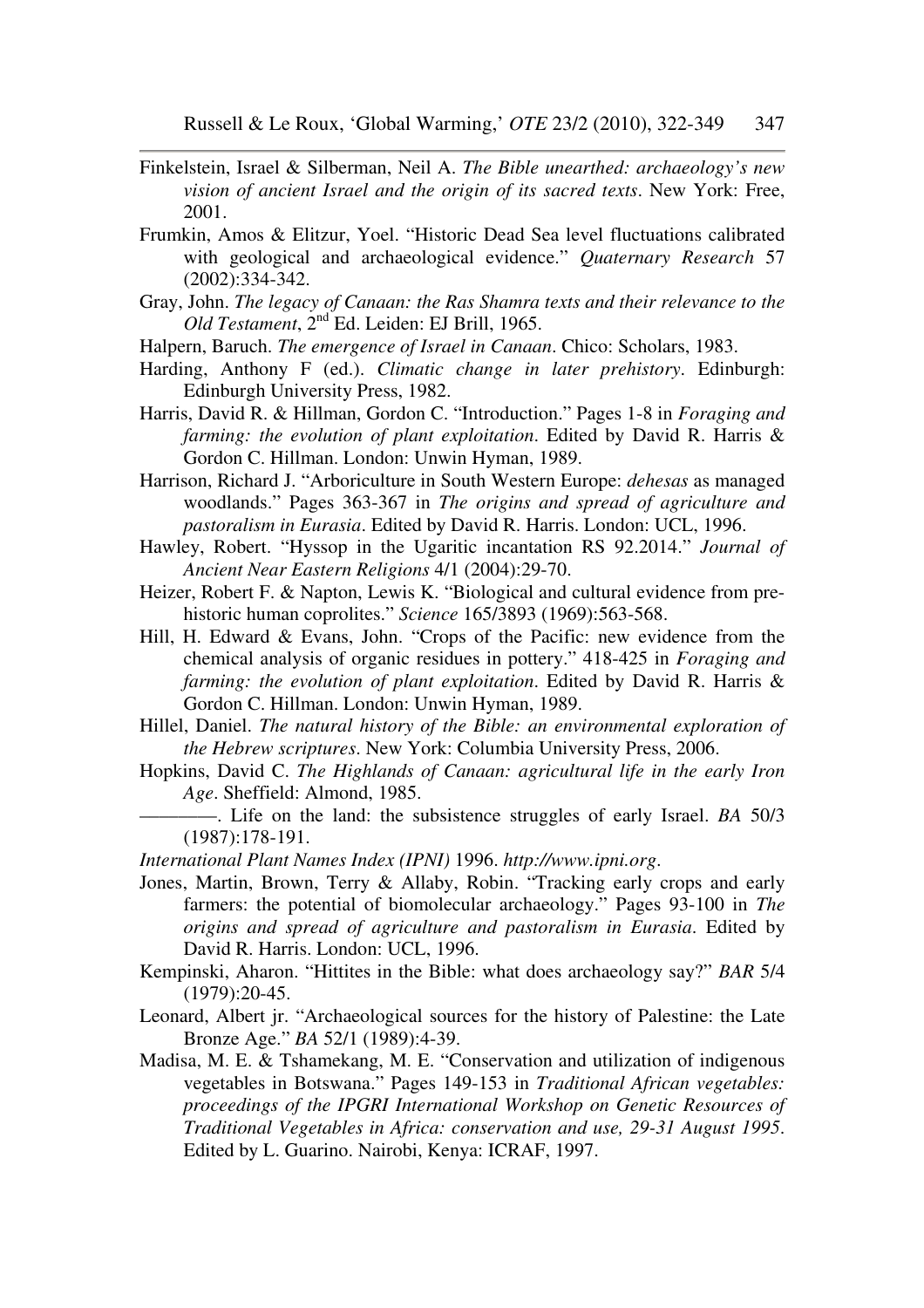Finkelstein, Israel & Silberman, Neil A. *The Bible unearthed: archaeology's new vision of ancient Israel and the origin of its sacred texts*. New York: Free, 2001.

Frumkin, Amos & Elitzur, Yoel. "Historic Dead Sea level fluctuations calibrated with geological and archaeological evidence." *Quaternary Research* 57 (2002):334-342.

Gray, John. *The legacy of Canaan: the Ras Shamra texts and their relevance to the Old Testament*, 2nd Ed. Leiden: EJ Brill, 1965.

Halpern, Baruch. *The emergence of Israel in Canaan*. Chico: Scholars, 1983.

Harding, Anthony F (ed.). *Climatic change in later prehistory*. Edinburgh: Edinburgh University Press, 1982.

Harris, David R. & Hillman, Gordon C. "Introduction." Pages 1-8 in *Foraging and farming: the evolution of plant exploitation*. Edited by David R. Harris & Gordon C. Hillman. London: Unwin Hyman, 1989.

Harrison, Richard J. "Arboriculture in South Western Europe: *dehesas* as managed woodlands." Pages 363-367 in *The origins and spread of agriculture and pastoralism in Eurasia*. Edited by David R. Harris. London: UCL, 1996.

Hawley, Robert. "Hyssop in the Ugaritic incantation RS 92.2014." *Journal of Ancient Near Eastern Religions* 4/1 (2004):29-70.

Heizer, Robert F. & Napton, Lewis K. "Biological and cultural evidence from prehistoric human coprolites." *Science* 165/3893 (1969):563-568.

Hill, H. Edward & Evans, John. "Crops of the Pacific: new evidence from the chemical analysis of organic residues in pottery." 418-425 in *Foraging and farming: the evolution of plant exploitation*. Edited by David R. Harris & Gordon C. Hillman. London: Unwin Hyman, 1989.

Hillel, Daniel. *The natural history of the Bible: an environmental exploration of the Hebrew scriptures*. New York: Columbia University Press, 2006.

Hopkins, David C. *The Highlands of Canaan: agricultural life in the early Iron Age*. Sheffield: Almond, 1985.

————. Life on the land: the subsistence struggles of early Israel. *BA* 50/3 (1987):178-191.

*International Plant Names Index (IPNI)* 1996. *http://www.ipni.org*.

Jones, Martin, Brown, Terry & Allaby, Robin. "Tracking early crops and early farmers: the potential of biomolecular archaeology." Pages 93-100 in *The origins and spread of agriculture and pastoralism in Eurasia*. Edited by David R. Harris. London: UCL, 1996.

Kempinski, Aharon. "Hittites in the Bible: what does archaeology say?" *BAR* 5/4 (1979):20-45.

Leonard, Albert jr. "Archaeological sources for the history of Palestine: the Late Bronze Age." *BA* 52/1 (1989):4-39.

Madisa, M. E. & Tshamekang, M. E. "Conservation and utilization of indigenous vegetables in Botswana." Pages 149-153 in *Traditional African vegetables: proceedings of the IPGRI International Workshop on Genetic Resources of Traditional Vegetables in Africa: conservation and use, 29-31 August 1995*. Edited by L. Guarino. Nairobi, Kenya: ICRAF, 1997.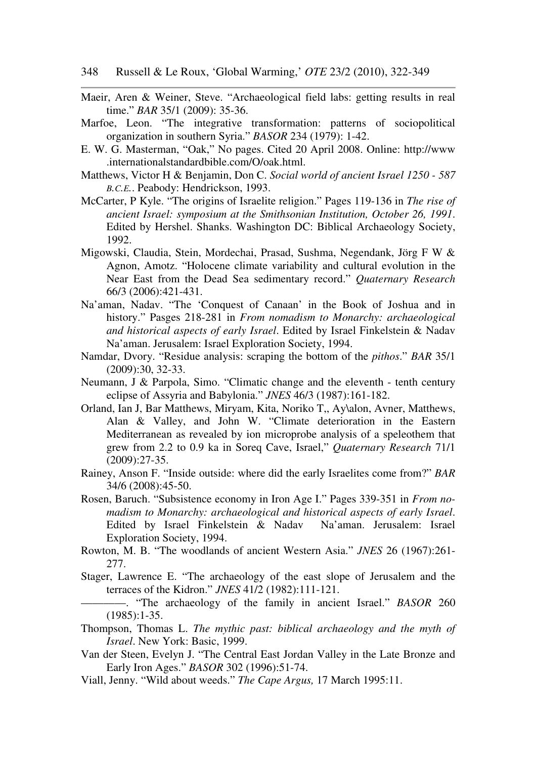Maeir, Aren & Weiner, Steve. “Archaeological field labs: getting results in real time.” *BAR* 35/1 (2009): 35-36.

Marfoe, Leon. “The integrative transformation: patterns of sociopolitical organization in southern Syria.” *BASOR* 234 (1979): 1-42.

E. W. G. Masterman, “Oak,” No pages. Cited 20 April 2008. Online: http://www .internationalstandardbible.com/O/oak.html.

Matthews, Victor H & Benjamin, Don C. *Social world of ancient Israel 1250 - 587 B.C.E.*. Peabody: Hendrickson, 1993.

McCarter, P Kyle. “The origins of Israelite religion.” Pages 119-136 in *The rise of ancient Israel: symposium at the Smithsonian Institution, October 26, 1991*. Edited by Hershel. Shanks. Washington DC: Biblical Archaeology Society, 1992.

Migowski, Claudia, Stein, Mordechai, Prasad, Sushma, Negendank, Jörg F W & Agnon, Amotz. “Holocene climate variability and cultural evolution in the Near East from the Dead Sea sedimentary record.” *Quaternary Research* 66/3 (2006):421-431.

Na’aman, Nadav. “The ‘Conquest of Canaan’ in the Book of Joshua and in history.” Pasges 218-281 in *From nomadism to Monarchy: archaeological and historical aspects of early Israel*. Edited by Israel Finkelstein & Nadav Na’aman. Jerusalem: Israel Exploration Society, 1994.

Namdar, Dvory. “Residue analysis: scraping the bottom of the *pithos*.” *BAR* 35/1 (2009):30, 32-33.

Neumann, J & Parpola, Simo. “Climatic change and the eleventh - tenth century eclipse of Assyria and Babylonia.” *JNES* 46/3 (1987):161-182.

Orland, Ian J, Bar Matthews, Miryam, Kita, Noriko T,, Ay\alon, Avner, Matthews, Alan & Valley, and John W. “Climate deterioration in the Eastern Mediterranean as revealed by ion microprobe analysis of a speleothem that grew from 2.2 to 0.9 ka in Soreq Cave, Israel,” *Quaternary Research* 71/1 (2009):27-35.

Rainey, Anson F. “Inside outside: where did the early Israelites come from?” *BAR* 34/6 (2008):45-50.

Rosen, Baruch. “Subsistence economy in Iron Age I.” Pages 339-351 in *From nomadism to Monarchy: archaeological and historical aspects of early Israel*. Edited by Israel Finkelstein & Nadav Na’aman. Jerusalem: Israel Exploration Society, 1994.

Rowton, M. B. “The woodlands of ancient Western Asia.” *JNES* 26 (1967):261-277.

Stager, Lawrence E. “The archaeology of the east slope of Jerusalem and the terraces of the Kidron.” *JNES* 41/2 (1982):111-121.

————. “The archaeology of the family in ancient Israel.” *BASOR* 260 (1985):1-35.

Thompson, Thomas L. *The mythic past: biblical archaeology and the myth of Israel*. New York: Basic, 1999.

Van der Steen, Evelyn J. “The Central East Jordan Valley in the Late Bronze and Early Iron Ages.” *BASOR* 302 (1996):51-74.

Viall, Jenny. “Wild about weeds.” *The Cape Argus,* 17 March 1995:11.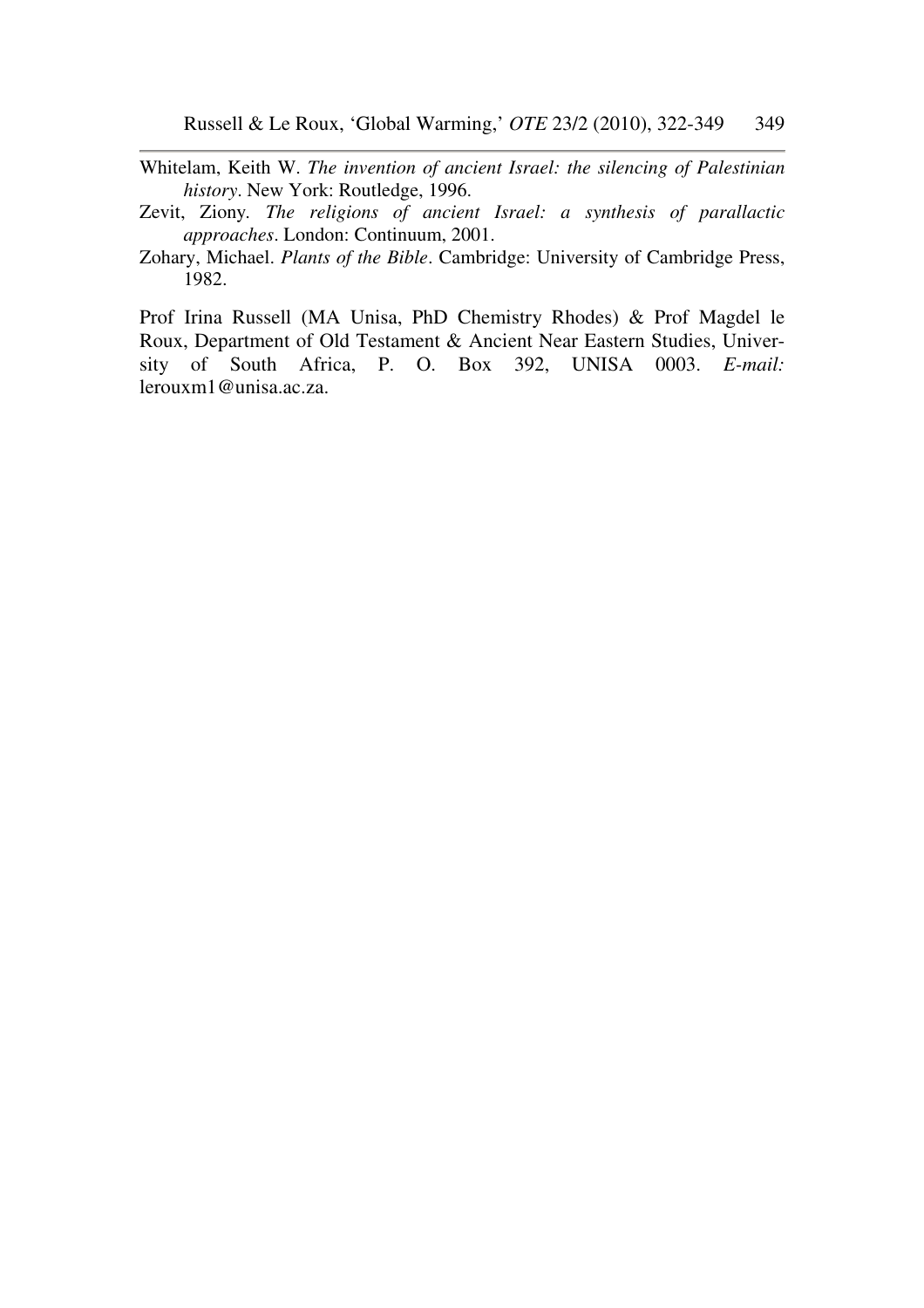Whitelam, Keith W. *The invention of ancient Israel: the silencing of Palestinian history*. New York: Routledge, 1996.

Zevit, Ziony. *The religions of ancient Israel: a synthesis of parallactic approaches*. London: Continuum, 2001.

Zohary, Michael. *Plants of the Bible*. Cambridge: University of Cambridge Press, 1982.

Prof Irina Russell (MA Unisa, PhD Chemistry Rhodes) & Prof Magdel le Roux, Department of Old Testament & Ancient Near Eastern Studies, University of South Africa, P. O. Box 392, UNISA 0003. *E-mail:* lerouxm1@unisa.ac.za.